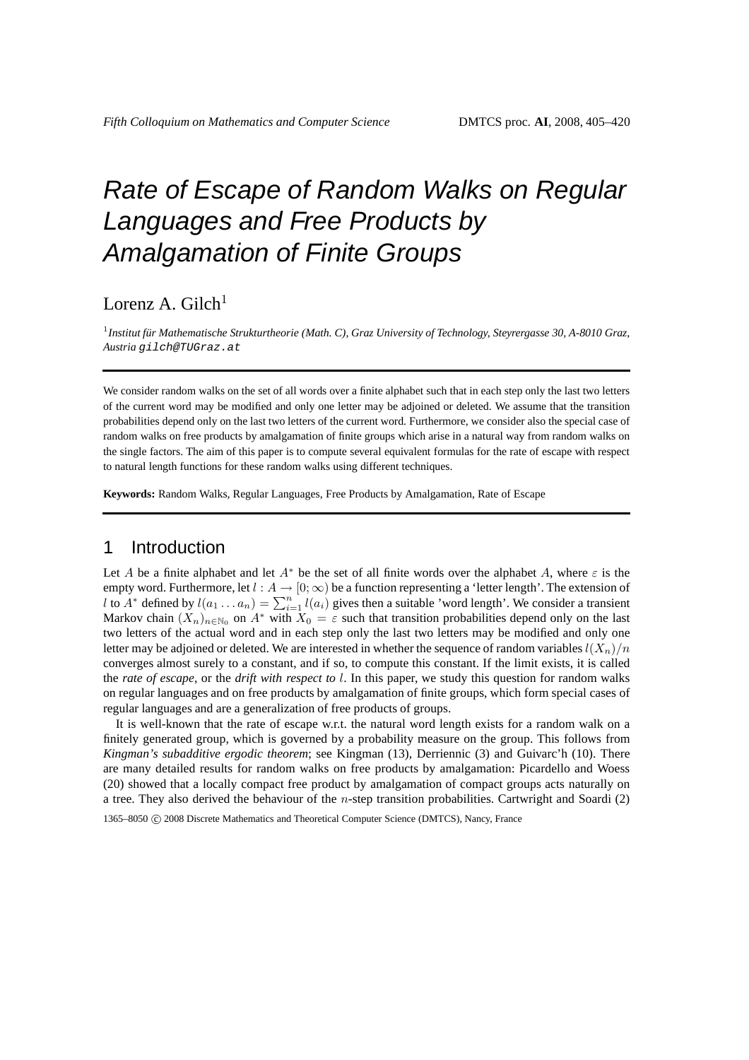# Rate of Escape of Random Walks on Regular Languages and Free Products by Amalgamation of Finite Groups

Lorenz A. Gilch[1]

[1] *Institut für Mathematische Strukturtheorie (Math. C), Graz University of Technology, Steyrergasse 30, A-8010 Graz, Austria* gilch@TUGraz.at

We consider random walks on the set of all words over a finite alphabet such that in each step only the last two letters of the current word may be modified and only one letter may be adjoined or deleted. We assume that the transition probabilities depend only on the last two letters of the current word. Furthermore, we consider also the special case of random walks on free products by amalgamation of finite groups which arise in a natural way from random walks on the single factors. The aim of this paper is to compute several equivalent formulas for the rate of escape with respect to natural length functions for these random walks using different techniques.

**Keywords:** Random Walks, Regular Languages, Free Products by Amalgamation, Rate of Escape

## 1 Introduction

Let $A$ be a finite alphabet and let $A^*$ be the set of all finite words over the alphabet $A$, where $\varepsilon$ is the empty word. Furthermore, let $l : A \to [0; \infty)$ be a function representing a 'letter length'. The extension of $l$ to $A^*$ defined by $l(a_1 \dots a_n) = \sum_{i=1}^{n} l(a_i)$ gives then a suitable 'word length'. We consider a transient Markov chain $(X_n)_{n \in \mathbb{N}_0}$ on $A^*$ with $X_0 = \varepsilon$ such that transition probabilities depend only on the last two letters of the actual word and in each step only the last two letters may be modified and only one letter may be adjoined or deleted. We are interested in whether the sequence of random variables $l(X_n)/n$ converges almost surely to a constant, and if so, to compute this constant. If the limit exists, it is called the *rate of escape*, or the *drift with respect to* $l$. In this paper, we study this question for random walks on regular languages and on free products by amalgamation of finite groups, which form special cases of regular languages and are a generalization of free products of groups.

It is well-known that the rate of escape w.r.t. the natural word length exists for a random walk on a finitely generated group, which is governed by a probability measure on the group. This follows from *Kingman's subadditive ergodic theorem*; see Kingman (13), Derriennic (3) and Guivarc'h (10). There are many detailed results for random walks on free products by amalgamation: Picardello and Woess (20) showed that a locally compact free product by amalgamation of compact groups acts naturally on a tree. They also derived the behaviour of the $n$-step transition probabilities. Cartwright and Soardi (2)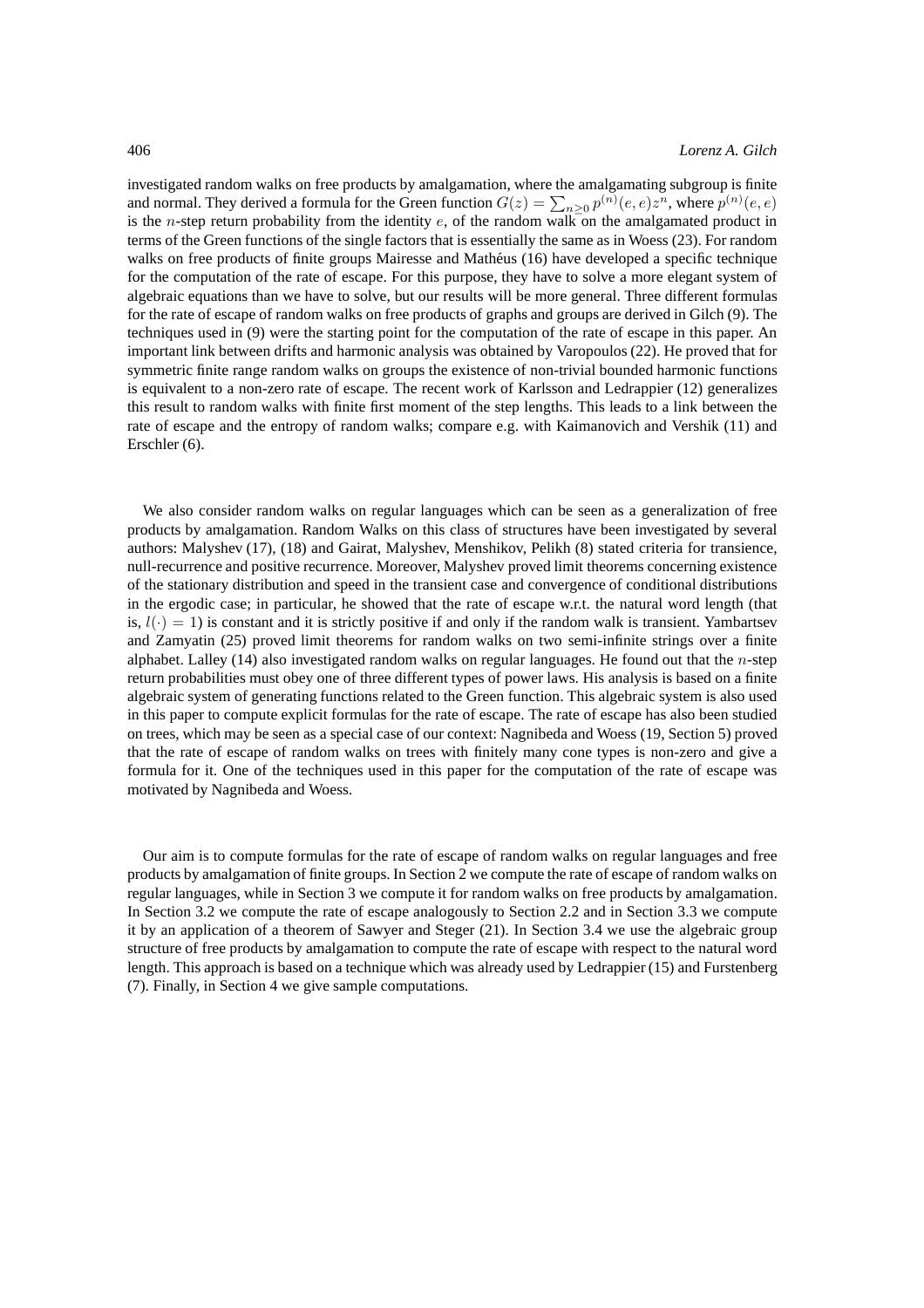investigated random walks on free products by amalgamation, where the amalgamating subgroup is finite and normal. They derived a formula for the Green function $G(z) = \sum_{n\geq 0} p^{(n)}(e,e)z^n$, where $p^{(n)}(e,e)$ is the $n$-step return probability from the identity $e$, of the random walk on the amalgamated product in terms of the Green functions of the single factors that is essentially the same as in Woess (23). For random walks on free products of finite groups Mairesse and Mathéus (16) have developed a specific technique for the computation of the rate of escape. For this purpose, they have to solve a more elegant system of algebraic equations than we have to solve, but our results will be more general. Three different formulas for the rate of escape of random walks on free products of graphs and groups are derived in Gilch (9). The techniques used in (9) were the starting point for the computation of the rate of escape in this paper. An important link between drifts and harmonic analysis was obtained by Varopoulos (22). He proved that for symmetric finite range random walks on groups the existence of non-trivial bounded harmonic functions is equivalent to a non-zero rate of escape. The recent work of Karlsson and Ledrappier (12) generalizes this result to random walks with finite first moment of the step lengths. This leads to a link between the rate of escape and the entropy of random walks; compare e.g. with Kaimanovich and Vershik (11) and Erschler (6).

We also consider random walks on regular languages which can be seen as a generalization of free products by amalgamation. Random Walks on this class of structures have been investigated by several authors: Malyshev (17), (18) and Gairat, Malyshev, Menshikov, Pelikh (8) stated criteria for transience, null-recurrence and positive recurrence. Moreover, Malyshev proved limit theorems concerning existence of the stationary distribution and speed in the transient case and convergence of conditional distributions in the ergodic case; in particular, he showed that the rate of escape w.r.t. the natural word length (that is, $l(\cdot) = 1$) is constant and it is strictly positive if and only if the random walk is transient. Yambartsev and Zamyatin (25) proved limit theorems for random walks on two semi-infinite strings over a finite alphabet. Lalley (14) also investigated random walks on regular languages. He found out that the $n$-step return probabilities must obey one of three different types of power laws. His analysis is based on a finite algebraic system of generating functions related to the Green function. This algebraic system is also used in this paper to compute explicit formulas for the rate of escape. The rate of escape has also been studied on trees, which may be seen as a special case of our context: Nagnibeda and Woess (19, Section 5) proved that the rate of escape of random walks on trees with finitely many cone types is non-zero and give a formula for it. One of the techniques used in this paper for the computation of the rate of escape was motivated by Nagnibeda and Woess.

Our aim is to compute formulas for the rate of escape of random walks on regular languages and free products by amalgamation of finite groups. In Section 2 we compute the rate of escape of random walks on regular languages, while in Section 3 we compute it for random walks on free products by amalgamation. In Section 3.2 we compute the rate of escape analogously to Section 2.2 and in Section 3.3 we compute it by an application of a theorem of Sawyer and Steger (21). In Section 3.4 we use the algebraic group structure of free products by amalgamation to compute the rate of escape with respect to the natural word length. This approach is based on a technique which was already used by Ledrappier (15) and Furstenberg (7). Finally, in Section 4 we give sample computations.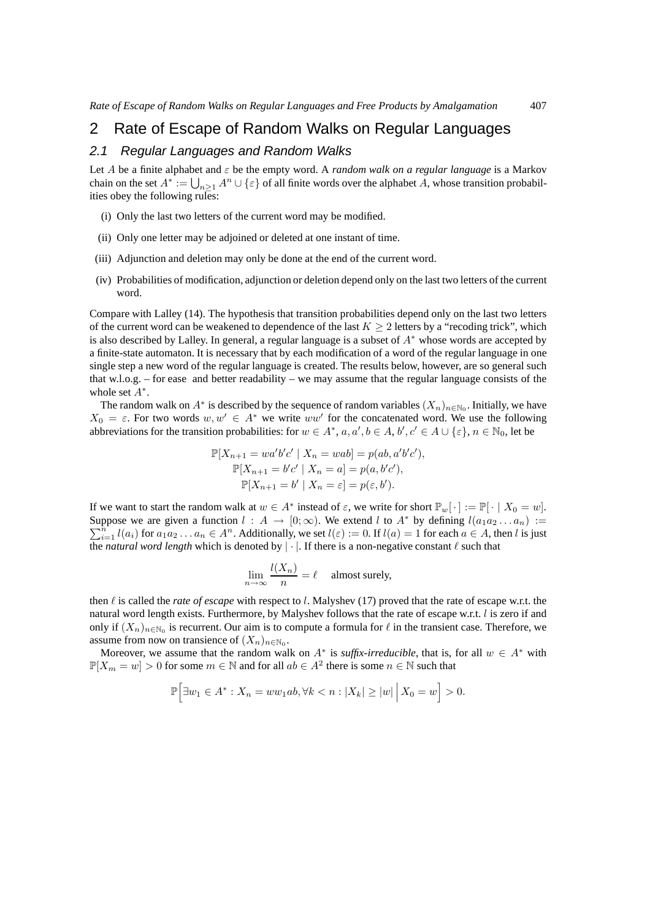## 2 Rate of Escape of Random Walks on Regular Languages

### 2.1 Regular Languages and Random Walks

Let $A$ be a finite alphabet and $\varepsilon$ be the empty word. A *random walk on a regular language* is a Markov chain on the set $A^* := \bigcup_{n\geq 1} A^n \cup \{\varepsilon\}$ of all finite words over the alphabet $A$, whose transition probabilities obey the following rules:

(i) Only the last two letters of the current word may be modified.

(ii) Only one letter may be adjoined or deleted at one instant of time.

(iii) Adjunction and deletion may only be done at the end of the current word.

(iv) Probabilities of modification, adjunction or deletion depend only on the last two letters of the current word.

Compare with Lalley (14). The hypothesis that transition probabilities depend only on the last two letters of the current word can be weakened to dependence of the last $K \geq 2$ letters by a "recoding trick", which is also described by Lalley. In general, a regular language is a subset of $A^*$ whose words are accepted by a finite-state automaton. It is necessary that by each modification of a word of the regular language in one single step a new word of the regular language is created. The results below, however, are so general such that w.l.o.g. – for ease and better readability – we may assume that the regular language consists of the whole set $A^*$.

The random walk on $A^*$ is described by the sequence of random variables $(X_n)_{n\in\mathbb{N}_0}$. Initially, we have $X_0 = \varepsilon$. For two words $w, w' \in A^*$ we write $ww'$ for the concatenated word. We use the following abbreviations for the transition probabilities: for $w \in A^*$, $a, a', b \in A$, $b', c' \in A \cup \{\varepsilon\}$, $n \in \mathbb{N}_0$, let be

$$
\begin{aligned}
\mathbb{P}[X_{n+1} = wa'b'c' \mid X_n = wab] &= p(ab, a'b'c'),\\
\mathbb{P}[X_{n+1} = b'c' \mid X_n = a] &= p(a, b'c'),\\
\mathbb{P}[X_{n+1} = b' \mid X_n = \varepsilon] &= p(\varepsilon, b').
\end{aligned}
$$

If we want to start the random walk at $w \in A^*$ instead of $\varepsilon$, we write for short $\mathbb{P}_w[\,\cdot\,] := \mathbb{P}[\,\cdot \mid X_0 = w]$. Suppose we are given a function $l : A \to [0;\infty)$. We extend $l$ to $A^*$ by defining $l(a_1a_2\dots a_n) := \sum_{i=1}^{n} l(a_i)$ for $a_1a_2\dots a_n \in A^n$. Additionally, we set $l(\varepsilon) := 0$. If $l(a) = 1$ for each $a \in A$, then $l$ is just the *natural word length* which is denoted by $|\cdot|$. If there is a non-negative constant $\ell$ such that

$$
\lim_{n\to\infty} \frac{l(X_n)}{n} = \ell \quad \text{almost surely,}
$$

then $\ell$ is called the *rate of escape* with respect to $l$. Malyshev (17) proved that the rate of escape w.r.t. the natural word length exists. Furthermore, by Malyshev follows that the rate of escape w.r.t. $l$ is zero if and only if $(X_n)_{n\in\mathbb{N}_0}$ is recurrent. Our aim is to compute a formula for $\ell$ in the transient case. Therefore, we assume from now on transience of $(X_n)_{n\in\mathbb{N}_0}$.

Moreover, we assume that the random walk on $A^*$ is *suffix-irreducible*, that is, for all $w \in A^*$ with $\mathbb{P}[X_m = w] > 0$ for some $m \in \mathbb{N}$ and for all $ab \in A^2$ there is some $n \in \mathbb{N}$ such that

$$
\mathbb{P}\Big[\exists w_1 \in A^* : X_n = ww_1ab, \forall k < n : |X_k| \geq |w| \,\Big|\, X_0 = w\Big] > 0.
$$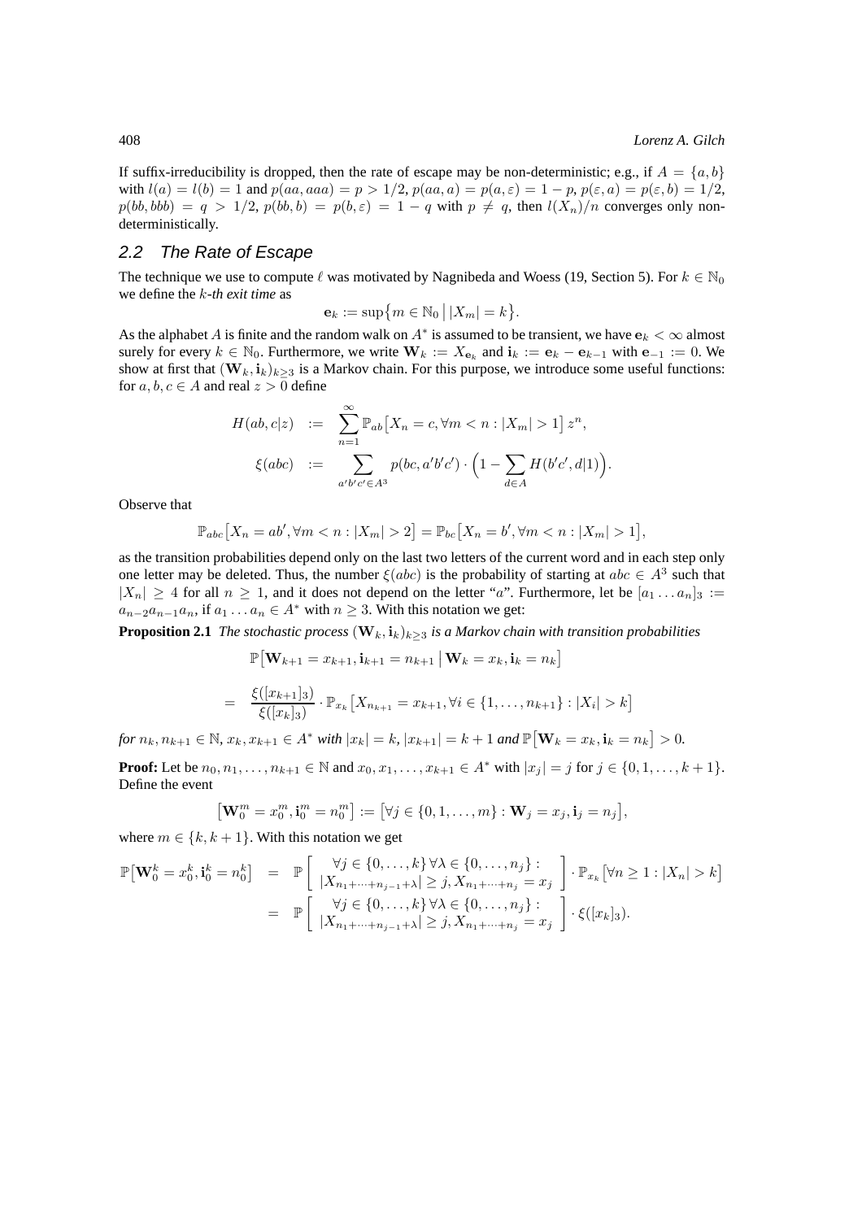If suffix-irreducibility is dropped, then the rate of escape may be non-deterministic; e.g., if $A = \{a, b\}$ with $l(a) = l(b) = 1$ and $p(aa, aaa) = p > 1/2$, $p(aa, a) = p(a, \varepsilon) = 1 - p$, $p(\varepsilon, a) = p(\varepsilon, b) = 1/2$, $p(bb, bbb) = q > 1/2$, $p(bb, b) = p(b, \varepsilon) = 1 - q$ with $p \neq q$, then $l(X_n)/n$ converges only non-deterministically.

## 2.2 The Rate of Escape

The technique we use to compute $\ell$ was motivated by Nagnibeda and Woess (19, Section 5). For $k \in \mathbb{N}_0$ we define the *$k$-th exit time* as

$$\mathbf{e}_k := \sup\bigl\{m \in \mathbb{N}_0 \,\big|\, |X_m| = k\bigr\}.$$

As the alphabet $A$ is finite and the random walk on $A^*$ is assumed to be transient, we have $\mathbf{e}_k < \infty$ almost surely for every $k \in \mathbb{N}_0$. Furthermore, we write $\mathbf{W}_k := X_{\mathbf{e}_k}$ and $\mathbf{i}_k := \mathbf{e}_k - \mathbf{e}_{k-1}$ with $\mathbf{e}_{-1} := 0$. We show at first that $(\mathbf{W}_k, \mathbf{i}_k)_{k \geq 3}$ is a Markov chain. For this purpose, we introduce some useful functions: for $a, b, c \in A$ and real $z > 0$ define

$$\begin{aligned}
H(ab, c|z) &:= \sum_{n=1}^{\infty} \mathbb{P}_{ab}\bigl[X_n = c, \forall m < n : |X_m| > 1\bigr]\, z^n, \\
\xi(abc) &:= \sum_{a'b'c' \in A^3} p(bc, a'b'c') \cdot \Bigl(1 - \sum_{d \in A} H(b'c', d|1)\Bigr).
\end{aligned}$$

Observe that

$$\mathbb{P}_{abc}\bigl[X_n = ab', \forall m < n : |X_m| > 2\bigr] = \mathbb{P}_{bc}\bigl[X_n = b', \forall m < n : |X_m| > 1\bigr],$$

as the transition probabilities depend only on the last two letters of the current word and in each step only one letter may be deleted. Thus, the number $\xi(abc)$ is the probability of starting at $abc \in A^3$ such that $|X_n| \geq 4$ for all $n \geq 1$, and it does not depend on the letter "$a$". Furthermore, let be $[a_1 \dots a_n]_3 := a_{n-2}a_{n-1}a_n$, if $a_1 \dots a_n \in A^*$ with $n \geq 3$. With this notation we get:

**Proposition 2.1** *The stochastic process $(\mathbf{W}_k, \mathbf{i}_k)_{k \geq 3}$ is a Markov chain with transition probabilities*

$$\begin{aligned}
&\mathbb{P}\bigl[\mathbf{W}_{k+1} = x_{k+1}, \mathbf{i}_{k+1} = n_{k+1} \,\big|\, \mathbf{W}_k = x_k, \mathbf{i}_k = n_k\bigr] \\
=\;& \frac{\xi([x_{k+1}]_3)}{\xi([x_k]_3)} \cdot \mathbb{P}_{x_k}\bigl[X_{n_{k+1}} = x_{k+1}, \forall i \in \{1, \dots, n_{k+1}\} : |X_i| > k\bigr]
\end{aligned}$$

*for $n_k, n_{k+1} \in \mathbb{N}$, $x_k, x_{k+1} \in A^*$ with $|x_k| = k$, $|x_{k+1}| = k+1$ and $\mathbb{P}\bigl[\mathbf{W}_k = x_k, \mathbf{i}_k = n_k\bigr] > 0$.*

**Proof:** Let be $n_0, n_1, \dots, n_{k+1} \in \mathbb{N}$ and $x_0, x_1, \dots, x_{k+1} \in A^*$ with $|x_j| = j$ for $j \in \{0, 1, \dots, k+1\}$. Define the event

$$\bigl[\mathbf{W}_0^m = x_0^m, \mathbf{i}_0^m = n_0^m\bigr] := \bigl[\forall j \in \{0, 1, \dots, m\} : \mathbf{W}_j = x_j, \mathbf{i}_j = n_j\bigr],$$

where $m \in \{k, k+1\}$. With this notation we get

$$\begin{aligned}
\mathbb{P}\bigl[\mathbf{W}_0^k = x_0^k, \mathbf{i}_0^k = n_0^k\bigr] &= \mathbb{P}\left[\begin{array}{c} \forall j \in \{0, \dots, k\}\, \forall \lambda \in \{0, \dots, n_j\} : \\ |X_{n_1 + \dots + n_{j-1} + \lambda}| \geq j, X_{n_1 + \dots + n_j} = x_j \end{array}\right] \cdot \mathbb{P}_{x_k}\bigl[\forall n \geq 1 : |X_n| > k\bigr] \\
&= \mathbb{P}\left[\begin{array}{c} \forall j \in \{0, \dots, k\}\, \forall \lambda \in \{0, \dots, n_j\} : \\ |X_{n_1 + \dots + n_{j-1} + \lambda}| \geq j, X_{n_1 + \dots + n_j} = x_j \end{array}\right] \cdot \xi([x_k]_3).
\end{aligned}$$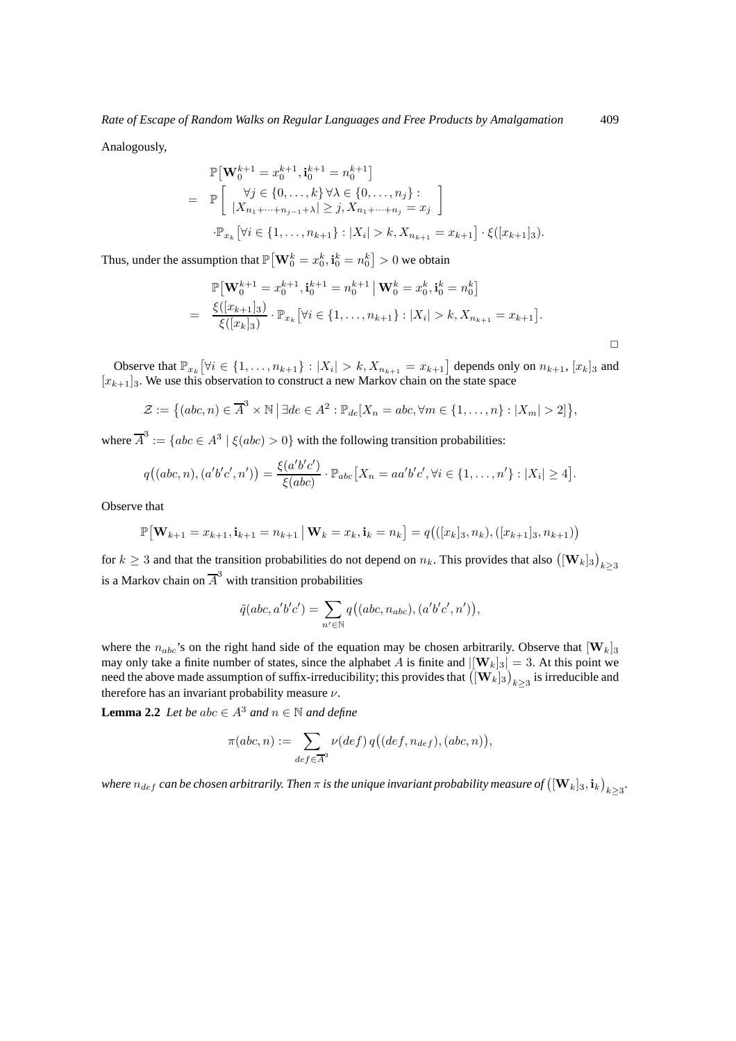Analogously,

$$
\begin{aligned}
& \mathbb{P}\big[\mathbf{W}_0^{k+1} = x_0^{k+1}, \mathbf{i}_0^{k+1} = n_0^{k+1}\big] \\
= \; & \mathbb{P}\left[ \begin{array}{c} \forall j \in \{0,\ldots,k\}\, \forall \lambda \in \{0,\ldots,n_j\}: \\ |X_{n_1+\cdots+n_{j-1}+\lambda}| \geq j, X_{n_1+\cdots+n_j} = x_j \end{array} \right] \\
& \cdot \mathbb{P}_{x_k}\big[\forall i \in \{1,\ldots,n_{k+1}\} : |X_i| > k, X_{n_{k+1}} = x_{k+1}\big] \cdot \xi([x_{k+1}]_3).
\end{aligned}
$$

Thus, under the assumption that $\mathbb{P}\big[\mathbf{W}_0^k = x_0^k, \mathbf{i}_0^k = n_0^k\big] > 0$ we obtain

$$
\begin{aligned}
& \mathbb{P}\big[\mathbf{W}_0^{k+1} = x_0^{k+1}, \mathbf{i}_0^{k+1} = n_0^{k+1} \,\big|\, \mathbf{W}_0^k = x_0^k, \mathbf{i}_0^k = n_0^k\big] \\
= \; & \frac{\xi([x_{k+1}]_3)}{\xi([x_k]_3)} \cdot \mathbb{P}_{x_k}\big[\forall i \in \{1,\ldots,n_{k+1}\} : |X_i| > k, X_{n_{k+1}} = x_{k+1}\big].
\end{aligned}
$$

□

Observe that $\mathbb{P}_{x_k}\big[\forall i \in \{1,\ldots,n_{k+1}\} : |X_i| > k, X_{n_{k+1}} = x_{k+1}\big]$ depends only on $n_{k+1}$, $[x_k]_3$ and $[x_{k+1}]_3$. We use this observation to construct a new Markov chain on the state space

$$
\mathcal{Z} := \big\{(abc, n) \in \overline{A}^3 \times \mathbb{N} \,\big|\, \exists de \in A^2 : \mathbb{P}_{de}[X_n = abc, \forall m \in \{1,\ldots,n\} : |X_m| > 2]\big\},
$$

where $\overline{A}^3 := \{abc \in A^3 \mid \xi(abc) > 0\}$ with the following transition probabilities:

$$
q\big((abc, n), (a'b'c', n')\big) = \frac{\xi(a'b'c')}{\xi(abc)} \cdot \mathbb{P}_{abc}\big[X_n = aa'b'c', \forall i \in \{1,\ldots,n'\} : |X_i| \geq 4\big].
$$

Observe that

$$
\mathbb{P}\big[\mathbf{W}_{k+1} = x_{k+1}, \mathbf{i}_{k+1} = n_{k+1} \,\big|\, \mathbf{W}_k = x_k, \mathbf{i}_k = n_k\big] = q\big(([x_k]_3, n_k), ([x_{k+1}]_3, n_{k+1})\big)
$$

for $k \geq 3$ and that the transition probabilities do not depend on $n_k$. This provides that also $\big([\mathbf{W}_k]_3\big)_{k \geq 3}$ is a Markov chain on $\overline{A}^3$ with transition probabilities

$$
\tilde{q}(abc, a'b'c') = \sum_{n' \in \mathbb{N}} q\big((abc, n_{abc}), (a'b'c', n')\big),
$$

where the $n_{abc}$'s on the right hand side of the equation may be chosen arbitrarily. Observe that $[\mathbf{W}_k]_3$ may only take a finite number of states, since the alphabet $A$ is finite and $|[\mathbf{W}_k]_3| = 3$. At this point we need the above made assumption of suffix-irreducibility; this provides that $\big([\mathbf{W}_k]_3\big)_{k \geq 3}$ is irreducible and therefore has an invariant probability measure $\nu$.

**Lemma 2.2** *Let be $abc \in A^3$ and $n \in \mathbb{N}$ and define*

$$
\pi(abc, n) := \sum_{def \in \overline{A}^3} \nu(def)\, q\big((def, n_{def}), (abc, n)\big),
$$

*where $n_{def}$ can be chosen arbitrarily. Then $\pi$ is the unique invariant probability measure of $\big([\mathbf{W}_k]_3, \mathbf{i}_k\big)_{k \geq 3}$.*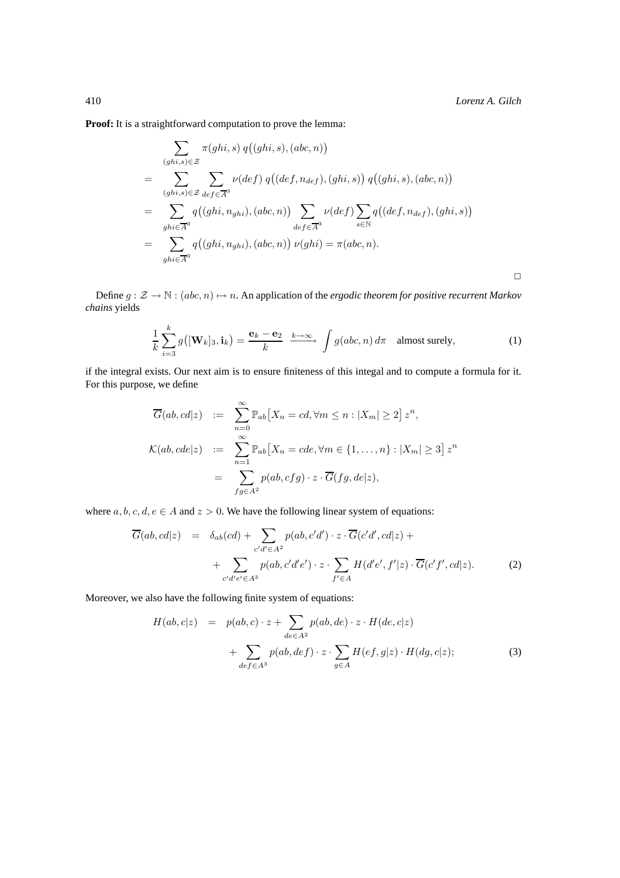**Proof:** It is a straightforward computation to prove the lemma:

$$
\begin{aligned}
& \sum_{(ghi,s)\in\mathcal{Z}} \pi(ghi,s)\, q\big((ghi,s),(abc,n)\big) \\
= & \sum_{(ghi,s)\in\mathcal{Z}} \sum_{def\in\overline{A}^3} \nu(def)\, q\big((def,n_{def}),(ghi,s)\big)\, q\big((ghi,s),(abc,n)\big) \\
= & \sum_{ghi\in\overline{A}^3} q\big((ghi,n_{ghi}),(abc,n)\big) \sum_{def\in\overline{A}^3} \nu(def) \sum_{s\in\mathbb{N}} q\big((def,n_{def}),(ghi,s)\big) \\
= & \sum_{ghi\in\overline{A}^3} q\big((ghi,n_{ghi}),(abc,n)\big)\, \nu(ghi) = \pi(abc,n).
\end{aligned}
$$

□

Define $g:\mathcal{Z}\to\mathbb{N}:(abc,n)\mapsto n$. An application of the *ergodic theorem for positive recurrent Markov chains* yields

$$
\frac{1}{k}\sum_{i=3}^{k} g\big([\mathbf{W}_k]_3,\mathbf{i}_k\big) = \frac{\mathbf{e}_k-\mathbf{e}_2}{k} \xrightarrow{k\to\infty} \int g(abc,n)\, d\pi \quad \text{almost surely,} \tag{1}
$$

if the integral exists. Our next aim is to ensure finiteness of this integal and to compute a formula for it. For this purpose, we define

$$
\begin{aligned}
\overline{G}(ab,cd|z) &:= \sum_{n=0}^{\infty} \mathbb{P}_{ab}\big[X_n=cd, \forall m\leq n: |X_m|\geq 2\big]\, z^n, \\
\mathcal{K}(ab,cde|z) &:= \sum_{n=1}^{\infty} \mathbb{P}_{ab}\big[X_n=cde, \forall m\in\{1,\dots,n\}: |X_m|\geq 3\big]\, z^n \\
&= \sum_{fg\in A^2} p(ab,cfg)\cdot z\cdot \overline{G}(fg,de|z),
\end{aligned}
$$

where $a,b,c,d,e\in A$ and $z>0$. We have the following linear system of equations:

$$
\begin{aligned}
\overline{G}(ab,cd|z) &= \delta_{ab}(cd) + \sum_{c'd'\in A^2} p(ab,c'd')\cdot z\cdot \overline{G}(c'd',cd|z) + \\
&\quad + \sum_{c'd'e'\in A^3} p(ab,c'd'e')\cdot z\cdot \sum_{f'\in A} H(d'e',f'|z)\cdot \overline{G}(c'f',cd|z).
\end{aligned} \tag{2}
$$

Moreover, we also have the following finite system of equations:

$$
\begin{aligned}
H(ab,c|z) &= p(ab,c)\cdot z + \sum_{de\in A^2} p(ab,de)\cdot z\cdot H(de,c|z) \\
&\quad + \sum_{def\in A^3} p(ab,def)\cdot z\cdot \sum_{g\in A} H(ef,g|z)\cdot H(dg,c|z);
\end{aligned} \tag{3}
$$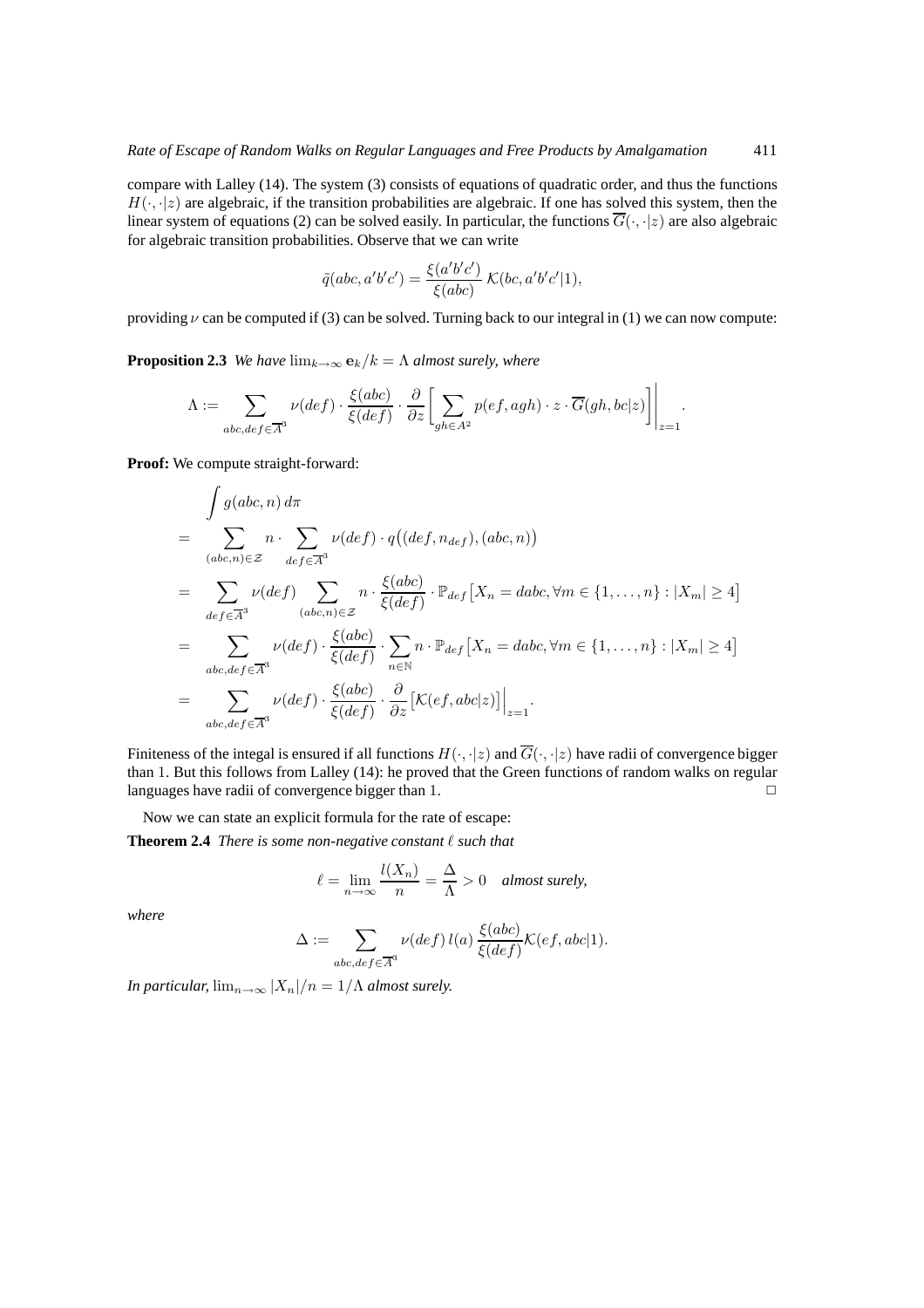compare with Lalley (14). The system (3) consists of equations of quadratic order, and thus the functions $H(\cdot,\cdot|z)$ are algebraic, if the transition probabilities are algebraic. If one has solved this system, then the linear system of equations (2) can be solved easily. In particular, the functions $\overline{G}(\cdot,\cdot|z)$ are also algebraic for algebraic transition probabilities. Observe that we can write

$$\tilde{q}(abc, a'b'c') = \frac{\xi(a'b'c')}{\xi(abc)}\, \mathcal{K}(bc, a'b'c'|1),$$

providing $\nu$ can be computed if (3) can be solved. Turning back to our integral in (1) we can now compute:

**Proposition 2.3** *We have* $\lim_{k\to\infty} \mathbf{e}_k/k = \Lambda$ *almost surely, where*

$$\Lambda := \sum_{abc,def\in\overline{A}^3} \nu(def)\cdot \frac{\xi(abc)}{\xi(def)} \cdot \frac{\partial}{\partial z}\Big[\sum_{gh\in A^2} p(ef,agh)\cdot z\cdot \overline{G}(gh,bc|z)\Big]\Big|_{z=1}.$$

**Proof:** We compute straight-forward:

$$\begin{aligned}
&\int g(abc,n)\, d\pi \\
=\;& \sum_{(abc,n)\in\mathcal{Z}} n\cdot \sum_{def\in\overline{A}^3} \nu(def)\cdot q\big((def,n_{def}),(abc,n)\big)\\
=\;& \sum_{def\in\overline{A}^3} \nu(def) \sum_{(abc,n)\in\mathcal{Z}} n\cdot \frac{\xi(abc)}{\xi(def)} \cdot \mathbb{P}_{def}\big[X_n = dabc, \forall m\in\{1,\dots,n\}: |X_m|\geq 4\big]\\
=\;& \sum_{abc,def\in\overline{A}^3} \nu(def)\cdot \frac{\xi(abc)}{\xi(def)} \cdot \sum_{n\in\mathbb{N}} n\cdot \mathbb{P}_{def}\big[X_n = dabc, \forall m\in\{1,\dots,n\}: |X_m|\geq 4\big]\\
=\;& \sum_{abc,def\in\overline{A}^3} \nu(def)\cdot \frac{\xi(abc)}{\xi(def)} \cdot \frac{\partial}{\partial z}\big[\mathcal{K}(ef,abc|z)\big]\Big|_{z=1}.
\end{aligned}$$

Finiteness of the integal is ensured if all functions $H(\cdot,\cdot|z)$ and $\overline{G}(\cdot,\cdot|z)$ have radii of convergence bigger than 1. But this follows from Lalley (14): he proved that the Green functions of random walks on regular languages have radii of convergence bigger than 1. $\square$

Now we can state an explicit formula for the rate of escape:

**Theorem 2.4** *There is some non-negative constant* $\ell$ *such that*

$$\ell = \lim_{n\to\infty} \frac{l(X_n)}{n} = \frac{\Delta}{\Lambda} > 0 \quad \textit{almost surely,}$$

*where*

$$\Delta := \sum_{abc,def\in\overline{A}^3} \nu(def)\, l(a)\, \frac{\xi(abc)}{\xi(def)} \mathcal{K}(ef,abc|1).$$

*In particular,* $\lim_{n\to\infty} |X_n|/n = 1/\Lambda$ *almost surely.*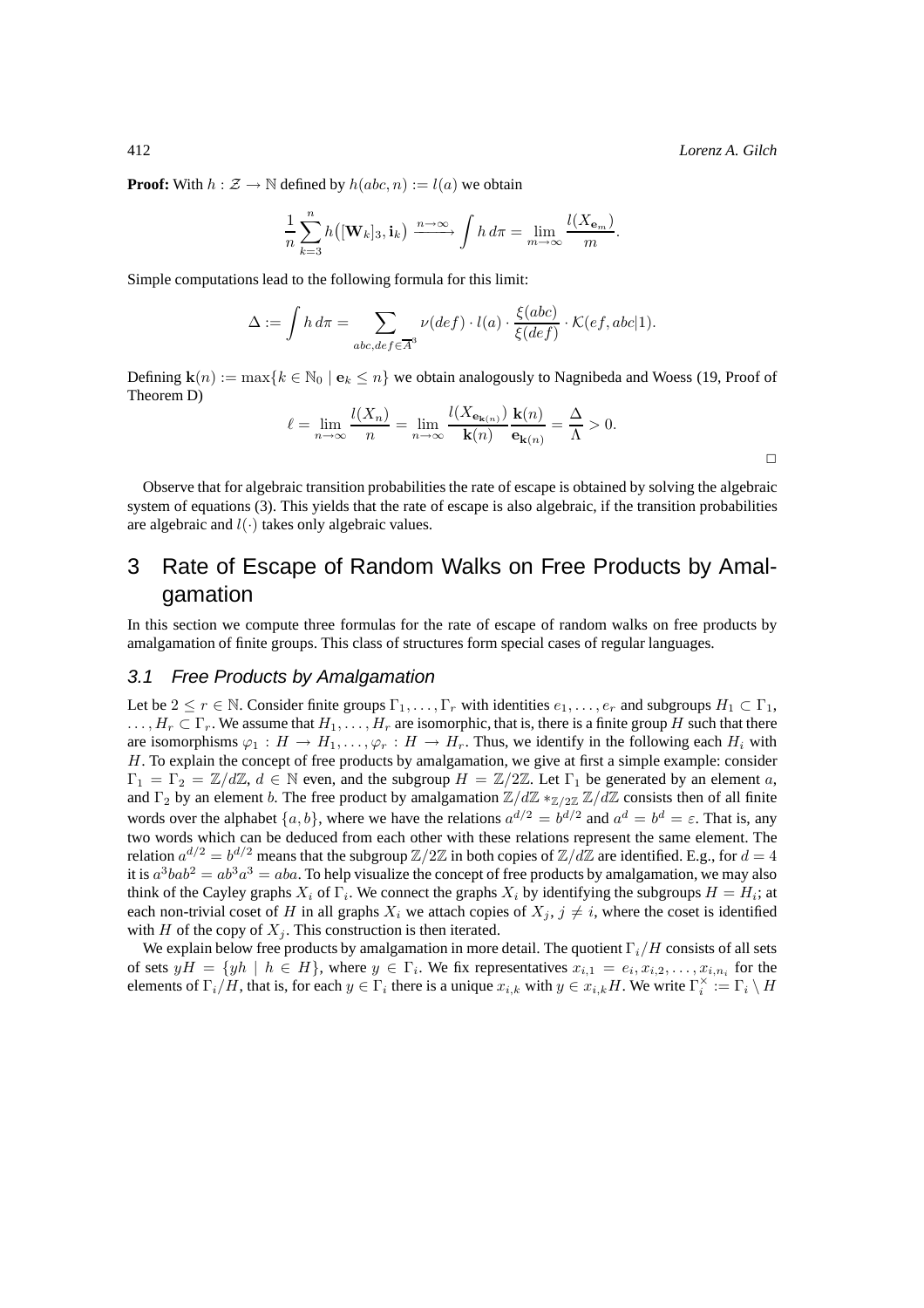**Proof:** With $h : \mathcal{Z} \to \mathbb{N}$ defined by $h(abc, n) := l(a)$ we obtain

$$\frac{1}{n}\sum_{k=3}^{n} h\big([\mathbf{W}_k]_3, \mathbf{i}_k\big) \xrightarrow{n\to\infty} \int h\, d\pi = \lim_{m\to\infty} \frac{l(X_{\mathbf{e}_m})}{m}.$$

Simple computations lead to the following formula for this limit:

$$\Delta := \int h\, d\pi = \sum_{abc, def \in \overline{\mathcal{A}}^3} \nu(def) \cdot l(a) \cdot \frac{\xi(abc)}{\xi(def)} \cdot \mathcal{K}(ef, abc|1).$$

Defining $\mathbf{k}(n) := \max\{k \in \mathbb{N}_0 \mid \mathbf{e}_k \leq n\}$ we obtain analogously to Nagnibeda and Woess (19, Proof of Theorem D)

$$\ell = \lim_{n\to\infty} \frac{l(X_n)}{n} = \lim_{n\to\infty} \frac{l(X_{\mathbf{e}_{\mathbf{k}(n)}})}{\mathbf{k}(n)} \frac{\mathbf{k}(n)}{\mathbf{e}_{\mathbf{k}(n)}} = \frac{\Delta}{\Lambda} > 0.$$

□

Observe that for algebraic transition probabilities the rate of escape is obtained by solving the algebraic system of equations (3). This yields that the rate of escape is also algebraic, if the transition probabilities are algebraic and $l(\cdot)$ takes only algebraic values.

## 3 Rate of Escape of Random Walks on Free Products by Amalgamation

In this section we compute three formulas for the rate of escape of random walks on free products by amalgamation of finite groups. This class of structures form special cases of regular languages.

### 3.1 Free Products by Amalgamation

Let be $2 \leq r \in \mathbb{N}$. Consider finite groups $\Gamma_1, \ldots, \Gamma_r$ with identities $e_1, \ldots, e_r$ and subgroups $H_1 \subset \Gamma_1$, $\ldots, H_r \subset \Gamma_r$. We assume that $H_1, \ldots, H_r$ are isomorphic, that is, there is a finite group $H$ such that there are isomorphisms $\varphi_1 : H \to H_1, \ldots, \varphi_r : H \to H_r$. Thus, we identify in the following each $H_i$ with $H$. To explain the concept of free products by amalgamation, we give at first a simple example: consider $\Gamma_1 = \Gamma_2 = \mathbb{Z}/d\mathbb{Z}$, $d \in \mathbb{N}$ even, and the subgroup $H = \mathbb{Z}/2\mathbb{Z}$. Let $\Gamma_1$ be generated by an element $a$, and $\Gamma_2$ by an element $b$. The free product by amalgamation $\mathbb{Z}/d\mathbb{Z} *_{\mathbb{Z}/2\mathbb{Z}} \mathbb{Z}/d\mathbb{Z}$ consists then of all finite words over the alphabet $\{a, b\}$, where we have the relations $a^{d/2} = b^{d/2}$ and $a^d = b^d = \varepsilon$. That is, any two words which can be deduced from each other with these relations represent the same element. The relation $a^{d/2} = b^{d/2}$ means that the subgroup $\mathbb{Z}/2\mathbb{Z}$ in both copies of $\mathbb{Z}/d\mathbb{Z}$ are identified. E.g., for $d = 4$ it is $a^3bab^2 = ab^3a^3 = aba$. To help visualize the concept of free products by amalgamation, we may also think of the Cayley graphs $X_i$ of $\Gamma_i$. We connect the graphs $X_i$ by identifying the subgroups $H = H_i$; at each non-trivial coset of $H$ in all graphs $X_i$ we attach copies of $X_j$, $j \neq i$, where the coset is identified with $H$ of the copy of $X_j$. This construction is then iterated.

We explain below free products by amalgamation in more detail. The quotient $\Gamma_i/H$ consists of all sets of sets $yH = \{yh \mid h \in H\}$, where $y \in \Gamma_i$. We fix representatives $x_{i,1} = e_i, x_{i,2}, \ldots, x_{i,n_i}$ for the elements of $\Gamma_i/H$, that is, for each $y \in \Gamma_i$ there is a unique $x_{i,k}$ with $y \in x_{i,k}H$. We write $\Gamma_i^\times := \Gamma_i \setminus H$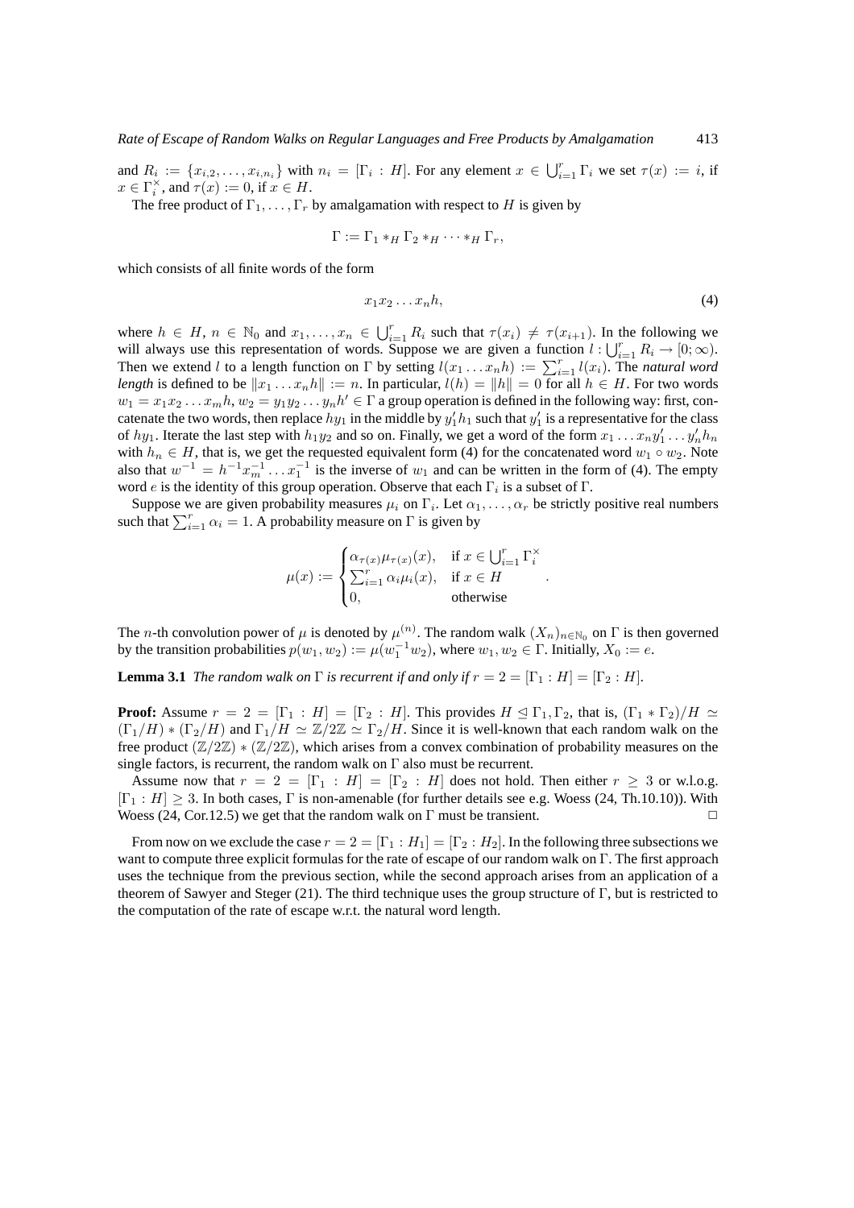and $R_i := \{x_{i,2}, \ldots, x_{i,n_i}\}$ with $n_i = [\Gamma_i : H]$. For any element $x \in \bigcup_{i=1}^r \Gamma_i$ we set $\tau(x) := i$, if $x \in \Gamma_i^\times$, and $\tau(x) := 0$, if $x \in H$.

The free product of $\Gamma_1, \ldots, \Gamma_r$ by amalgamation with respect to $H$ is given by

$$\Gamma := \Gamma_1 *_H \Gamma_2 *_H \cdots *_H \Gamma_r,$$

which consists of all finite words of the form

$$x_1 x_2 \ldots x_n h, \tag{4}$$

where $h \in H$, $n \in \mathbb{N}_0$ and $x_1, \ldots, x_n \in \bigcup_{i=1}^r R_i$ such that $\tau(x_i) \neq \tau(x_{i+1})$. In the following we will always use this representation of words. Suppose we are given a function $l : \bigcup_{i=1}^r R_i \to [0; \infty)$. Then we extend $l$ to a length function on $\Gamma$ by setting $l(x_1 \ldots x_n h) := \sum_{i=1}^r l(x_i)$. The *natural word length* is defined to be $\|x_1 \ldots x_n h\| := n$. In particular, $l(h) = \|h\| = 0$ for all $h \in H$. For two words $w_1 = x_1 x_2 \ldots x_m h$, $w_2 = y_1 y_2 \ldots y_n h' \in \Gamma$ a group operation is defined in the following way: first, concatenate the two words, then replace $hy_1$ in the middle by $y_1' h_1$ such that $y_1'$ is a representative for the class of $hy_1$. Iterate the last step with $h_1 y_2$ and so on. Finally, we get a word of the form $x_1 \ldots x_n y_1' \ldots y_n' h_n$ with $h_n \in H$, that is, we get the requested equivalent form (4) for the concatenated word $w_1 \circ w_2$. Note also that $w^{-1} = h^{-1} x_m^{-1} \ldots x_1^{-1}$ is the inverse of $w_1$ and can be written in the form of (4). The empty word $e$ is the identity of this group operation. Observe that each $\Gamma_i$ is a subset of $\Gamma$.

Suppose we are given probability measures $\mu_i$ on $\Gamma_i$. Let $\alpha_1, \ldots, \alpha_r$ be strictly positive real numbers such that $\sum_{i=1}^r \alpha_i = 1$. A probability measure on $\Gamma$ is given by

$$\mu(x) := \begin{cases} \alpha_{\tau(x)} \mu_{\tau(x)}(x), & \text{if } x \in \bigcup_{i=1}^r \Gamma_i^\times \\ \sum_{i=1}^r \alpha_i \mu_i(x), & \text{if } x \in H \\ 0, & \text{otherwise} \end{cases}.$$

The $n$-th convolution power of $\mu$ is denoted by $\mu^{(n)}$. The random walk $(X_n)_{n \in \mathbb{N}_0}$ on $\Gamma$ is then governed by the transition probabilities $p(w_1, w_2) := \mu(w_1^{-1} w_2)$, where $w_1, w_2 \in \Gamma$. Initially, $X_0 := e$.

**Lemma 3.1** *The random walk on $\Gamma$ is recurrent if and only if $r = 2 = [\Gamma_1 : H] = [\Gamma_2 : H]$.*

**Proof:** Assume $r = 2 = [\Gamma_1 : H] = [\Gamma_2 : H]$. This provides $H \trianglelefteq \Gamma_1, \Gamma_2$, that is, $(\Gamma_1 * \Gamma_2)/H \simeq (\Gamma_1/H) * (\Gamma_2/H)$ and $\Gamma_1/H \simeq \mathbb{Z}/2\mathbb{Z} \simeq \Gamma_2/H$. Since it is well-known that each random walk on the free product $(\mathbb{Z}/2\mathbb{Z}) * (\mathbb{Z}/2\mathbb{Z})$, which arises from a convex combination of probability measures on the single factors, is recurrent, the random walk on $\Gamma$ also must be recurrent.

Assume now that $r = 2 = [\Gamma_1 : H] = [\Gamma_2 : H]$ does not hold. Then either $r \geq 3$ or w.l.o.g. $[\Gamma_1 : H] \geq 3$. In both cases, $\Gamma$ is non-amenable (for further details see e.g. Woess (24, Th.10.10)). With Woess (24, Cor.12.5) we get that the random walk on $\Gamma$ must be transient. $\square$

From now on we exclude the case $r = 2 = [\Gamma_1 : H_1] = [\Gamma_2 : H_2]$. In the following three subsections we want to compute three explicit formulas for the rate of escape of our random walk on $\Gamma$. The first approach uses the technique from the previous section, while the second approach arises from an application of a theorem of Sawyer and Steger (21). The third technique uses the group structure of $\Gamma$, but is restricted to the computation of the rate of escape w.r.t. the natural word length.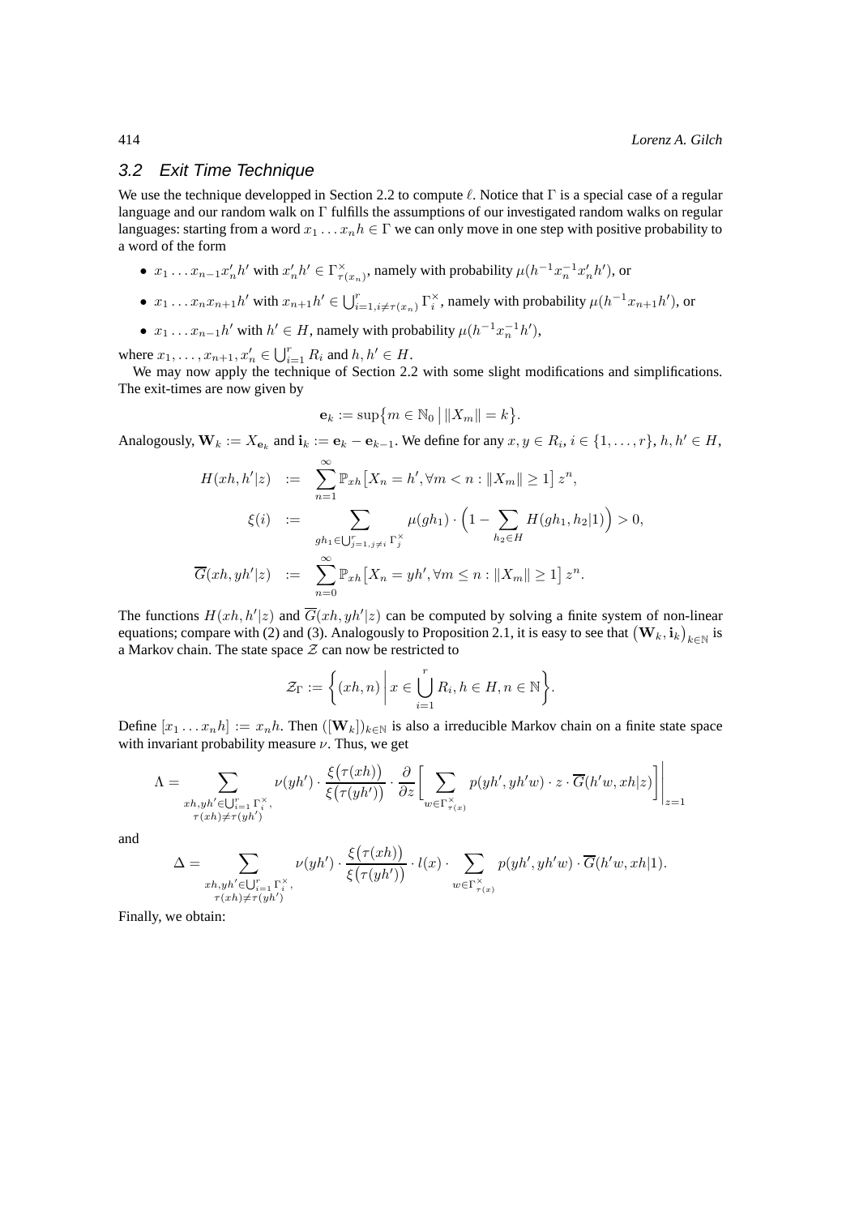### 3.2 Exit Time Technique

We use the technique developped in Section 2.2 to compute $\ell$. Notice that $\Gamma$ is a special case of a regular language and our random walk on $\Gamma$ fulfills the assumptions of our investigated random walks on regular languages: starting from a word $x_1 \ldots x_n h \in \Gamma$ we can only move in one step with positive probability to a word of the form

- $x_1 \ldots x_{n-1} x_n' h'$ with $x_n' h' \in \Gamma^\times_{\tau(x_n)}$, namely with probability $\mu(h^{-1} x_n^{-1} x_n' h')$, or
- $x_1 \ldots x_n x_{n+1} h'$ with $x_{n+1} h' \in \bigcup_{i=1, i \neq \tau(x_n)}^r \Gamma_i^\times$, namely with probability $\mu(h^{-1} x_{n+1} h')$, or
- $x_1 \ldots x_{n-1} h'$ with $h' \in H$, namely with probability $\mu(h^{-1} x_n^{-1} h')$,

where $x_1, \ldots, x_{n+1}, x_n' \in \bigcup_{i=1}^r R_i$ and $h, h' \in H$.

We may now apply the technique of Section 2.2 with some slight modifications and simplifications. The exit-times are now given by

$$\mathbf{e}_k := \sup\bigl\{m \in \mathbb{N}_0 \,\big|\, \|X_m\| = k\bigr\}.$$

Analogously, $\mathbf{W}_k := X_{\mathbf{e}_k}$ and $\mathbf{i}_k := \mathbf{e}_k - \mathbf{e}_{k-1}$. We define for any $x, y \in R_i$, $i \in \{1, \ldots, r\}$, $h, h' \in H$,

$$\begin{aligned}
H(xh, h'|z) &:= \sum_{n=1}^\infty \mathbb{P}_{xh}\bigl[X_n = h', \forall m < n : \|X_m\| \geq 1\bigr]\, z^n, \\
\xi(i) &:= \sum_{gh_1 \in \bigcup_{j=1, j \neq i}^r \Gamma_j^\times} \mu(gh_1) \cdot \Bigl(1 - \sum_{h_2 \in H} H(gh_1, h_2|1)\Bigr) > 0, \\
\overline{G}(xh, yh'|z) &:= \sum_{n=0}^\infty \mathbb{P}_{xh}\bigl[X_n = yh', \forall m \leq n : \|X_m\| \geq 1\bigr]\, z^n.
\end{aligned}$$

The functions $H(xh, h'|z)$ and $\overline{G}(xh, yh'|z)$ can be computed by solving a finite system of non-linear equations; compare with (2) and (3). Analogously to Proposition 2.1, it is easy to see that $\bigl(\mathbf{W}_k, \mathbf{i}_k\bigr)_{k \in \mathbb{N}}$ is a Markov chain. The state space $\mathcal{Z}$ can now be restricted to

$$\mathcal{Z}_\Gamma := \biggl\{(xh, n) \,\bigg|\, x \in \bigcup_{i=1}^r R_i, h \in H, n \in \mathbb{N}\biggr\}.$$

Define $[x_1 \ldots x_n h] := x_n h$. Then $([\mathbf{W}_k])_{k \in \mathbb{N}}$ is also a irreducible Markov chain on a finite state space with invariant probability measure $\nu$. Thus, we get

$$\Lambda = \sum_{\substack{xh, yh' \in \bigcup_{i=1}^r \Gamma_i^\times, \\ \tau(xh) \neq \tau(yh')}} \nu(yh') \cdot \frac{\xi\bigl(\tau(xh)\bigr)}{\xi\bigl(\tau(yh')\bigr)} \cdot \frac{\partial}{\partial z}\biggl[\sum_{w \in \Gamma^\times_{\tau(x)}} p(yh', yh'w) \cdot z \cdot \overline{G}(h'w, xh|z)\biggr]\bigg|_{z=1}$$

and

$$\Delta = \sum_{\substack{xh, yh' \in \bigcup_{i=1}^r \Gamma_i^\times, \\ \tau(xh) \neq \tau(yh')}} \nu(yh') \cdot \frac{\xi\bigl(\tau(xh)\bigr)}{\xi\bigl(\tau(yh')\bigr)} \cdot l(x) \cdot \sum_{w \in \Gamma^\times_{\tau(x)}} p(yh', yh'w) \cdot \overline{G}(h'w, xh|1).$$

Finally, we obtain: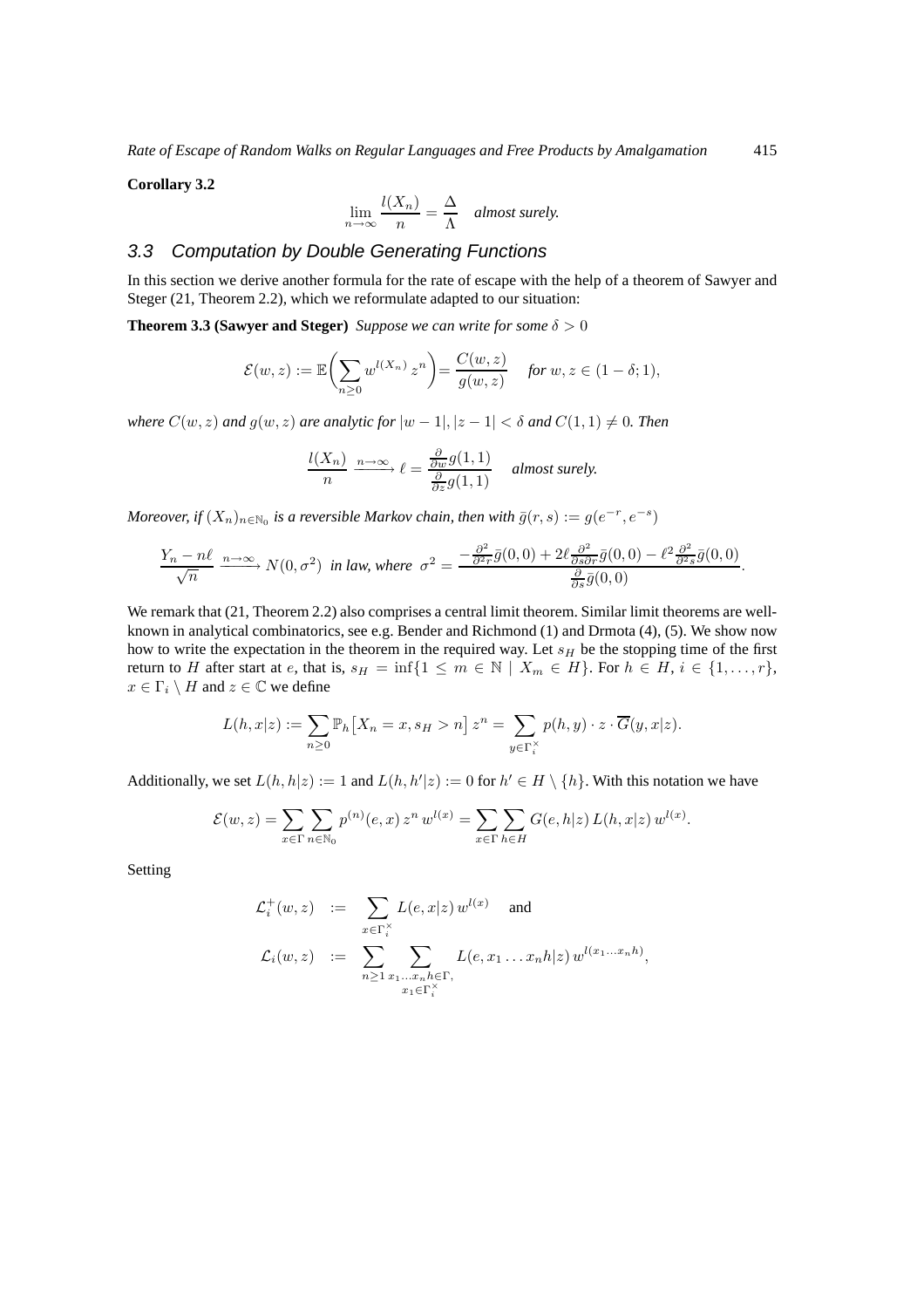**Corollary 3.2**

$$\lim_{n\to\infty} \frac{l(X_n)}{n} = \frac{\Delta}{\Lambda} \quad \textit{almost surely.}$$

## 3.3 Computation by Double Generating Functions

In this section we derive another formula for the rate of escape with the help of a theorem of Sawyer and Steger (21, Theorem 2.2), which we reformulate adapted to our situation:

**Theorem 3.3 (Sawyer and Steger)** *Suppose we can write for some $\delta > 0$*

$$\mathcal{E}(w,z) := \mathbb{E}\biggl(\sum_{n\geq 0} w^{l(X_n)}\, z^n\biggr) = \frac{C(w,z)}{g(w,z)} \quad \textit{for } w,z \in (1-\delta;1),$$

*where $C(w,z)$ and $g(w,z)$ are analytic for $|w-1|,|z-1| < \delta$ and $C(1,1)\neq 0$. Then*

$$\frac{l(X_n)}{n} \xrightarrow{n\to\infty} \ell = \frac{\frac{\partial}{\partial w} g(1,1)}{\frac{\partial}{\partial z} g(1,1)} \quad \textit{almost surely.}$$

*Moreover, if $(X_n)_{n\in\mathbb{N}_0}$ is a reversible Markov chain, then with $\bar{g}(r,s) := g(e^{-r}, e^{-s})$*

$$\frac{Y_n - n\ell}{\sqrt{n}} \xrightarrow{n\to\infty} N(0,\sigma^2) \textit{ in law, where } \sigma^2 = \frac{-\frac{\partial^2}{\partial^2 r}\bar{g}(0,0) + 2\ell \frac{\partial^2}{\partial s \partial r}\bar{g}(0,0) - \ell^2 \frac{\partial^2}{\partial^2 s}\bar{g}(0,0)}{\frac{\partial}{\partial s}\bar{g}(0,0)}.$$

We remark that (21, Theorem 2.2) also comprises a central limit theorem. Similar limit theorems are well-known in analytical combinatorics, see e.g. Bender and Richmond (1) and Drmota (4), (5). We show now how to write the expectation in the theorem in the required way. Let $s_H$ be the stopping time of the first return to $H$ after start at $e$, that is, $s_H = \inf\{1 \leq m \in \mathbb{N} \mid X_m \in H\}$. For $h \in H$, $i \in \{1,\ldots,r\}$, $x \in \Gamma_i \setminus H$ and $z \in \mathbb{C}$ we define

$$L(h,x|z) := \sum_{n\geq 0} \mathbb{P}_h\bigl[X_n = x, s_H > n\bigr]\, z^n = \sum_{y\in\Gamma_i^\times} p(h,y)\cdot z \cdot \overline{G}(y,x|z).$$

Additionally, we set $L(h,h|z) := 1$ and $L(h,h'|z) := 0$ for $h' \in H\setminus\{h\}$. With this notation we have

$$\mathcal{E}(w,z) = \sum_{x\in\Gamma}\sum_{n\in\mathbb{N}_0} p^{(n)}(e,x)\, z^n\, w^{l(x)} = \sum_{x\in\Gamma}\sum_{h\in H} G(e,h|z)\, L(h,x|z)\, w^{l(x)}.$$

Setting

$$\begin{aligned}
\mathcal{L}_i^+(w,z) \quad &:= \quad \sum_{x\in\Gamma_i^\times} L(e,x|z)\, w^{l(x)} \quad \text{ and} \\
\mathcal{L}_i(w,z) \quad &:= \quad \sum_{n\geq 1} \sum_{\substack{x_1\ldots x_n h\in\Gamma, \\ x_1\in\Gamma_i^\times}} L(e, x_1\ldots x_n h|z)\, w^{l(x_1\ldots x_n h)},
\end{aligned}$$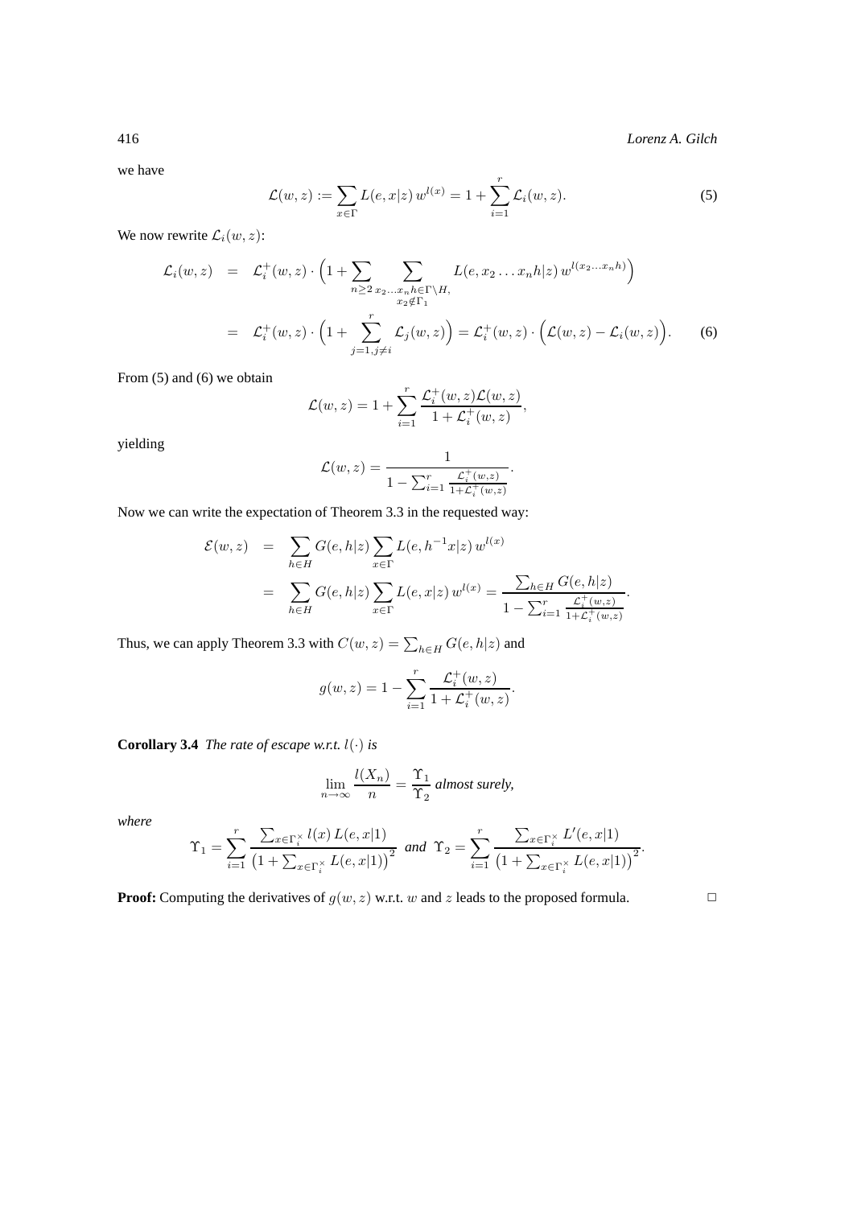we have

$$\mathcal{L}(w,z) := \sum_{x\in\Gamma} L(e,x|z)\, w^{l(x)} = 1 + \sum_{i=1}^{r} \mathcal{L}_i(w,z). \tag{5}$$

We now rewrite $\mathcal{L}_i(w,z)$:

$$\begin{aligned}
\mathcal{L}_i(w,z) &= \mathcal{L}_i^+(w,z) \cdot \Big(1 + \sum_{n\geq 2} \sum_{\substack{x_2\dots x_n h\in\Gamma\setminus H,\\ x_2\notin\Gamma_1}} L(e, x_2\dots x_n h|z)\, w^{l(x_2\dots x_n h)}\Big) \\
&= \mathcal{L}_i^+(w,z) \cdot \Big(1 + \sum_{j=1, j\neq i}^{r} \mathcal{L}_j(w,z)\Big) = \mathcal{L}_i^+(w,z) \cdot \Big(\mathcal{L}(w,z) - \mathcal{L}_i(w,z)\Big). \qquad (6)
\end{aligned}$$

From (5) and (6) we obtain

$$\mathcal{L}(w,z) = 1 + \sum_{i=1}^{r} \frac{\mathcal{L}_i^+(w,z)\mathcal{L}(w,z)}{1+\mathcal{L}_i^+(w,z)},$$

yielding

$$\mathcal{L}(w,z) = \frac{1}{1 - \sum_{i=1}^{r} \frac{\mathcal{L}_i^+(w,z)}{1+\mathcal{L}_i^+(w,z)}}.$$

Now we can write the expectation of Theorem 3.3 in the requested way:

$$\begin{aligned}
\mathcal{E}(w,z) &= \sum_{h\in H} G(e,h|z) \sum_{x\in\Gamma} L(e,h^{-1}x|z)\, w^{l(x)} \\
&= \sum_{h\in H} G(e,h|z) \sum_{x\in\Gamma} L(e,x|z)\, w^{l(x)} = \frac{\sum_{h\in H} G(e,h|z)}{1 - \sum_{i=1}^{r} \frac{\mathcal{L}_i^+(w,z)}{1+\mathcal{L}_i^+(w,z)}}.
\end{aligned}$$

Thus, we can apply Theorem 3.3 with $C(w,z) = \sum_{h\in H} G(e,h|z)$ and

$$g(w,z) = 1 - \sum_{i=1}^{r} \frac{\mathcal{L}_i^+(w,z)}{1+\mathcal{L}_i^+(w,z)}.$$

**Corollary 3.4** *The rate of escape w.r.t. $l(\cdot)$ is*

$$\lim_{n\to\infty} \frac{l(X_n)}{n} = \frac{\Upsilon_1}{\Upsilon_2} \text{ almost surely,}$$

*where*

$$\Upsilon_1 = \sum_{i=1}^{r} \frac{\sum_{x\in\Gamma_i^\times} l(x)\, L(e,x|1)}{\big(1+\sum_{x\in\Gamma_i^\times} L(e,x|1)\big)^2} \text{ and } \Upsilon_2 = \sum_{i=1}^{r} \frac{\sum_{x\in\Gamma_i^\times} L'(e,x|1)}{\big(1+\sum_{x\in\Gamma_i^\times} L(e,x|1)\big)^2}.$$

**Proof:** Computing the derivatives of $g(w,z)$ w.r.t. $w$ and $z$ leads to the proposed formula. □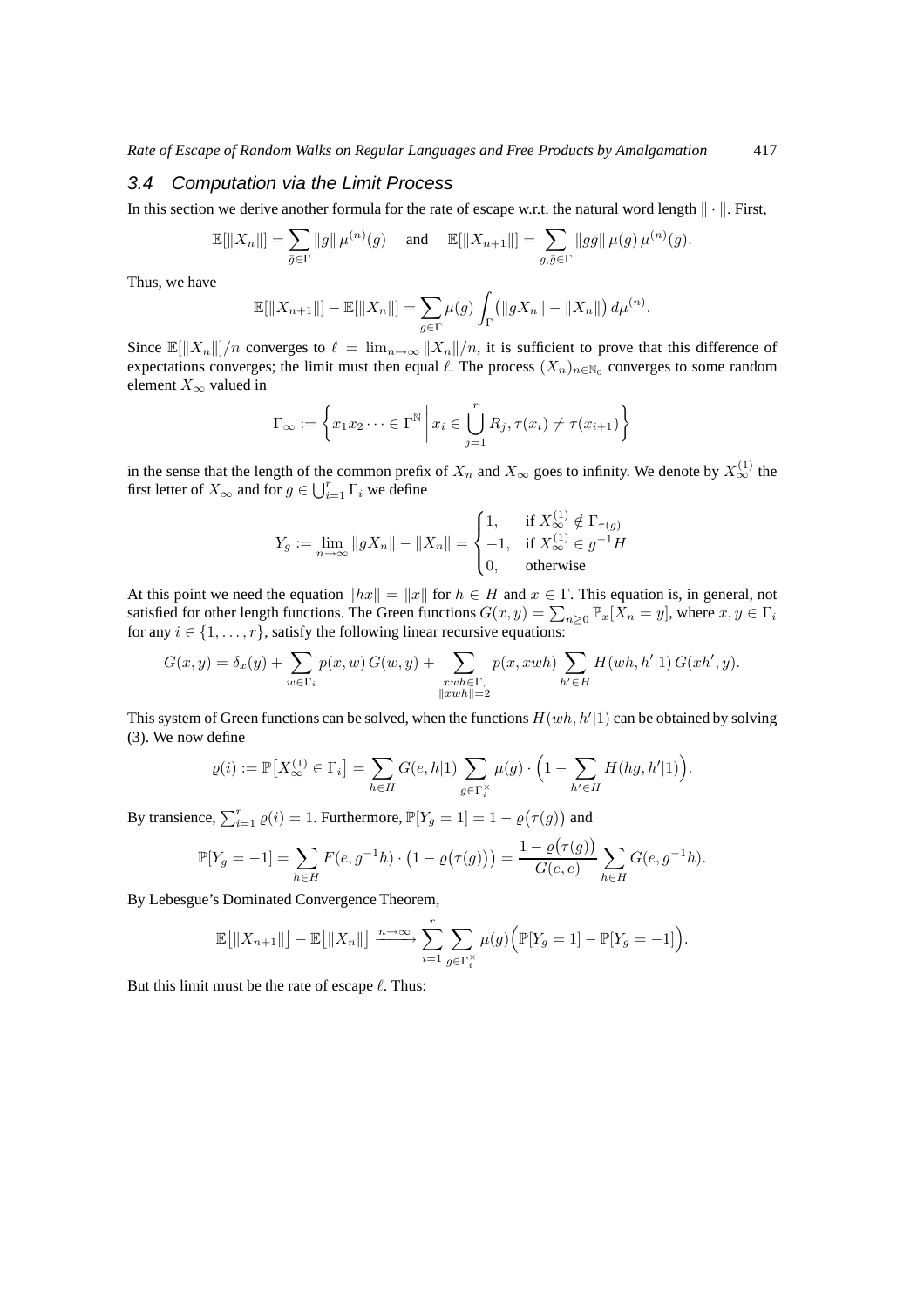### 3.4 Computation via the Limit Process

In this section we derive another formula for the rate of escape w.r.t. the natural word length $\|\cdot\|$. First,

$$\mathbb{E}[\|X_n\|] = \sum_{\bar{g}\in\Gamma} \|\bar{g}\|\, \mu^{(n)}(\bar{g}) \quad \text{and} \quad \mathbb{E}[\|X_{n+1}\|] = \sum_{g,\bar{g}\in\Gamma} \|g\bar{g}\|\, \mu(g)\, \mu^{(n)}(\bar{g}).$$

Thus, we have

$$\mathbb{E}[\|X_{n+1}\|] - \mathbb{E}[\|X_n\|] = \sum_{g\in\Gamma} \mu(g) \int_\Gamma \big(\|gX_n\| - \|X_n\|\big)\, d\mu^{(n)}.$$

Since $\mathbb{E}[\|X_n\|]/n$ converges to $\ell = \lim_{n\to\infty} \|X_n\|/n$, it is sufficient to prove that this difference of expectations converges; the limit must then equal $\ell$. The process $(X_n)_{n\in\mathbb{N}_0}$ converges to some random element $X_\infty$ valued in

$$\Gamma_\infty := \left\{ x_1 x_2 \cdots \in \Gamma^{\mathbb{N}} \,\middle|\, x_i \in \bigcup_{j=1}^r R_j, \tau(x_i) \neq \tau(x_{i+1}) \right\}$$

in the sense that the length of the common prefix of $X_n$ and $X_\infty$ goes to infinity. We denote by $X_\infty^{(1)}$ the first letter of $X_\infty$ and for $g \in \bigcup_{i=1}^r \Gamma_i$ we define

$$Y_g := \lim_{n\to\infty} \|gX_n\| - \|X_n\| = \begin{cases} 1, & \text{if } X_\infty^{(1)} \notin \Gamma_{\tau(g)} \\ -1, & \text{if } X_\infty^{(1)} \in g^{-1}H \\ 0, & \text{otherwise} \end{cases}$$

At this point we need the equation $\|hx\| = \|x\|$ for $h \in H$ and $x \in \Gamma$. This equation is, in general, not satisfied for other length functions. The Green functions $G(x,y) = \sum_{n\geq 0} \mathbb{P}_x[X_n = y]$, where $x, y \in \Gamma_i$ for any $i \in \{1,\ldots,r\}$, satisfy the following linear recursive equations:

$$G(x,y) = \delta_x(y) + \sum_{w\in\Gamma_i} p(x,w)\, G(w,y) + \sum_{\substack{xwh\in\Gamma,\\ \|xwh\|=2}} p(x,xwh) \sum_{h'\in H} H(wh,h'|1)\, G(xh',y).$$

This system of Green functions can be solved, when the functions $H(wh,h'|1)$ can be obtained by solving (3). We now define

$$\varrho(i) := \mathbb{P}\big[X_\infty^{(1)} \in \Gamma_i\big] = \sum_{h\in H} G(e,h|1) \sum_{g\in\Gamma_i^\times} \mu(g) \cdot \Big(1 - \sum_{h'\in H} H(hg,h'|1)\Big).$$

By transience, $\sum_{i=1}^r \varrho(i) = 1$. Furthermore, $\mathbb{P}[Y_g = 1] = 1 - \varrho\big(\tau(g)\big)$ and

$$\mathbb{P}[Y_g = -1] = \sum_{h\in H} F(e,g^{-1}h) \cdot \big(1 - \varrho\big(\tau(g)\big)\big) = \frac{1 - \varrho\big(\tau(g)\big)}{G(e,e)} \sum_{h\in H} G(e,g^{-1}h).$$

By Lebesgue's Dominated Convergence Theorem,

$$\mathbb{E}\big[\|X_{n+1}\|\big] - \mathbb{E}\big[\|X_n\|\big] \xrightarrow{n\to\infty} \sum_{i=1}^r \sum_{g\in\Gamma_i^\times} \mu(g) \Big(\mathbb{P}[Y_g = 1] - \mathbb{P}[Y_g = -1]\Big).$$

But this limit must be the rate of escape $\ell$. Thus: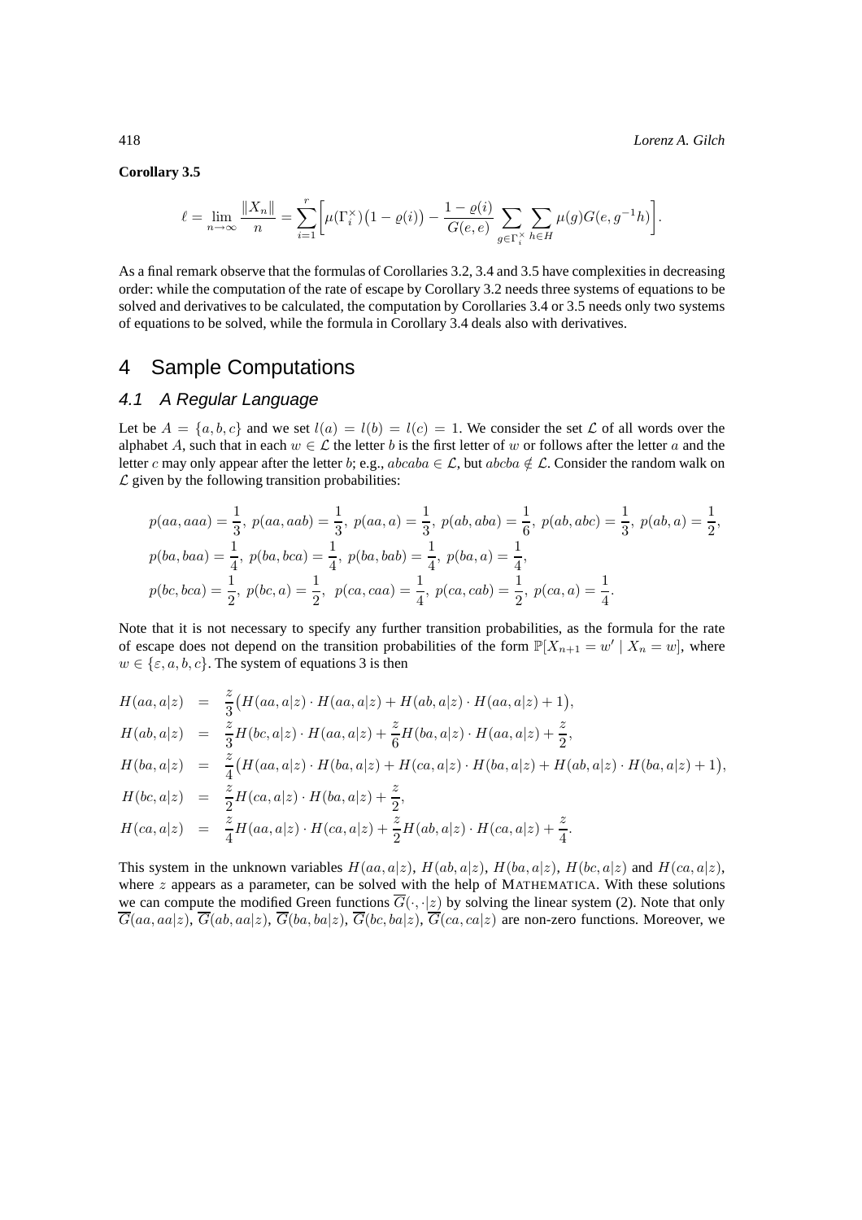**Corollary 3.5**

$$\ell = \lim_{n\to\infty} \frac{\|X_n\|}{n} = \sum_{i=1}^{r} \left[ \mu(\Gamma_i^\times)\big(1-\varrho(i)\big) - \frac{1-\varrho(i)}{G(e,e)} \sum_{g\in\Gamma_i^\times} \sum_{h\in H} \mu(g) G(e, g^{-1}h) \right].$$

As a final remark observe that the formulas of Corollaries 3.2, 3.4 and 3.5 have complexities in decreasing order: while the computation of the rate of escape by Corollary 3.2 needs three systems of equations to be solved and derivatives to be calculated, the computation by Corollaries 3.4 or 3.5 needs only two systems of equations to be solved, while the formula in Corollary 3.4 deals also with derivatives.

# 4 Sample Computations

## 4.1 A Regular Language

Let be $A = \{a, b, c\}$ and we set $l(a) = l(b) = l(c) = 1$. We consider the set $\mathcal{L}$ of all words over the alphabet $A$, such that in each $w \in \mathcal{L}$ the letter $b$ is the first letter of $w$ or follows after the letter $a$ and the letter $c$ may only appear after the letter $b$; e.g., $abcaba \in \mathcal{L}$, but $abcba \notin \mathcal{L}$. Consider the random walk on $\mathcal{L}$ given by the following transition probabilities:

$$\begin{aligned}
&p(aa, aaa) = \frac{1}{3},\ p(aa, aab) = \frac{1}{3},\ p(aa, a) = \frac{1}{3},\ p(ab, aba) = \frac{1}{6},\ p(ab, abc) = \frac{1}{3},\ p(ab, a) = \frac{1}{2},\\
&p(ba, baa) = \frac{1}{4},\ p(ba, bca) = \frac{1}{4},\ p(ba, bab) = \frac{1}{4},\ p(ba, a) = \frac{1}{4},\\
&p(bc, bca) = \frac{1}{2},\ p(bc, a) = \frac{1}{2},\ \ p(ca, caa) = \frac{1}{4},\ p(ca, cab) = \frac{1}{2},\ p(ca, a) = \frac{1}{4}.
\end{aligned}$$

Note that it is not necessary to specify any further transition probabilities, as the formula for the rate of escape does not depend on the transition probabilities of the form $\mathbb{P}[X_{n+1} = w' \mid X_n = w]$, where $w \in \{\varepsilon, a, b, c\}$. The system of equations 3 is then

$$\begin{aligned}
H(aa, a|z) &= \frac{z}{3}\big(H(aa, a|z)\cdot H(aa, a|z) + H(ab, a|z)\cdot H(aa, a|z) + 1\big),\\
H(ab, a|z) &= \frac{z}{3} H(bc, a|z)\cdot H(aa, a|z) + \frac{z}{6} H(ba, a|z)\cdot H(aa, a|z) + \frac{z}{2},\\
H(ba, a|z) &= \frac{z}{4}\big(H(aa, a|z)\cdot H(ba, a|z) + H(ca, a|z)\cdot H(ba, a|z) + H(ab, a|z)\cdot H(ba, a|z) + 1\big),\\
H(bc, a|z) &= \frac{z}{2} H(ca, a|z)\cdot H(ba, a|z) + \frac{z}{2},\\
H(ca, a|z) &= \frac{z}{4} H(aa, a|z)\cdot H(ca, a|z) + \frac{z}{2} H(ab, a|z)\cdot H(ca, a|z) + \frac{z}{4}.
\end{aligned}$$

This system in the unknown variables $H(aa, a|z)$, $H(ab, a|z)$, $H(ba, a|z)$, $H(bc, a|z)$ and $H(ca, a|z)$, where $z$ appears as a parameter, can be solved with the help of MATHEMATICA. With these solutions we can compute the modified Green functions $\overline{G}(\cdot, \cdot|z)$ by solving the linear system (2). Note that only $\overline{G}(aa, aa|z)$, $\overline{G}(ab, aa|z)$, $\overline{G}(ba, ba|z)$, $\overline{G}(bc, ba|z)$, $\overline{G}(ca, ca|z)$ are non-zero functions. Moreover, we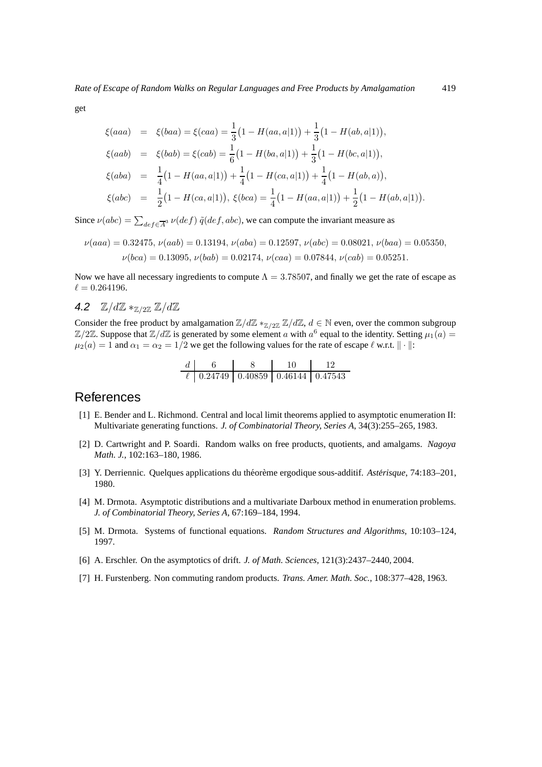get

$$
\begin{aligned}
\xi(aaa) &= \xi(baa) = \xi(caa) = \frac{1}{3}\big(1 - H(aa, a|1)\big) + \frac{1}{3}\big(1 - H(ab, a|1)\big), \\
\xi(aab) &= \xi(bab) = \xi(cab) = \frac{1}{6}\big(1 - H(ba, a|1)\big) + \frac{1}{3}\big(1 - H(bc, a|1)\big), \\
\xi(aba) &= \frac{1}{4}\big(1 - H(aa, a|1)\big) + \frac{1}{4}\big(1 - H(ca, a|1)\big) + \frac{1}{4}\big(1 - H(ab, a)\big), \\
\xi(abc) &= \frac{1}{2}\big(1 - H(ca, a|1)\big),\ \xi(bca) = \frac{1}{4}\big(1 - H(aa, a|1)\big) + \frac{1}{2}\big(1 - H(ab, a|1)\big).
\end{aligned}
$$

Since $\nu(abc) = \sum_{def \in \overline{A}^3} \nu(def)\ \tilde{q}(def, abc)$, we can compute the invariant measure as

$$
\begin{gathered}
\nu(aaa) = 0.32475,\ \nu(aab) = 0.13194,\ \nu(aba) = 0.12597,\ \nu(abc) = 0.08021,\ \nu(baa) = 0.05350, \\
\nu(bca) = 0.13095,\ \nu(bab) = 0.02174,\ \nu(caa) = 0.07844,\ \nu(cab) = 0.05251.
\end{gathered}
$$

Now we have all necessary ingredients to compute $\Lambda = 3.78507$, and finally we get the rate of escape as $\ell = 0.264196$.

### 4.2 $\mathbb{Z}/d\mathbb{Z} *_{\mathbb{Z}/2\mathbb{Z}} \mathbb{Z}/d\mathbb{Z}$

Consider the free product by amalgamation $\mathbb{Z}/d\mathbb{Z} *_{\mathbb{Z}/2\mathbb{Z}} \mathbb{Z}/d\mathbb{Z}$, $d \in \mathbb{N}$ even, over the common subgroup $\mathbb{Z}/2\mathbb{Z}$. Suppose that $\mathbb{Z}/d\mathbb{Z}$ is generated by some element $a$ with $a^6$ equal to the identity. Setting $\mu_1(a) = \mu_2(a) = 1$ and $\alpha_1 = \alpha_2 = 1/2$ we get the following values for the rate of escape $\ell$ w.r.t. $\|\cdot\|$:

| $d$ | 6 | 8 | 10 | 12 |
|---|---|---|---|---|
| $\ell$ | 0.24749 | 0.40859 | 0.46144 | 0.47543 |

## References

[1] E. Bender and L. Richmond. Central and local limit theorems applied to asymptotic enumeration II: Multivariate generating functions. *J. of Combinatorial Theory, Series A*, 34(3):255–265, 1983.

[2] D. Cartwright and P. Soardi. Random walks on free products, quotients, and amalgams. *Nagoya Math. J.*, 102:163–180, 1986.

[3] Y. Derriennic. Quelques applications du théorème ergodique sous-additif. *Astérisque*, 74:183–201, 1980.

[4] M. Drmota. Asymptotic distributions and a multivariate Darboux method in enumeration problems. *J. of Combinatorial Theory, Series A*, 67:169–184, 1994.

[5] M. Drmota. Systems of functional equations. *Random Structures and Algorithms*, 10:103–124, 1997.

[6] A. Erschler. On the asymptotics of drift. *J. of Math. Sciences*, 121(3):2437–2440, 2004.

[7] H. Furstenberg. Non commuting random products. *Trans. Amer. Math. Soc.*, 108:377–428, 1963.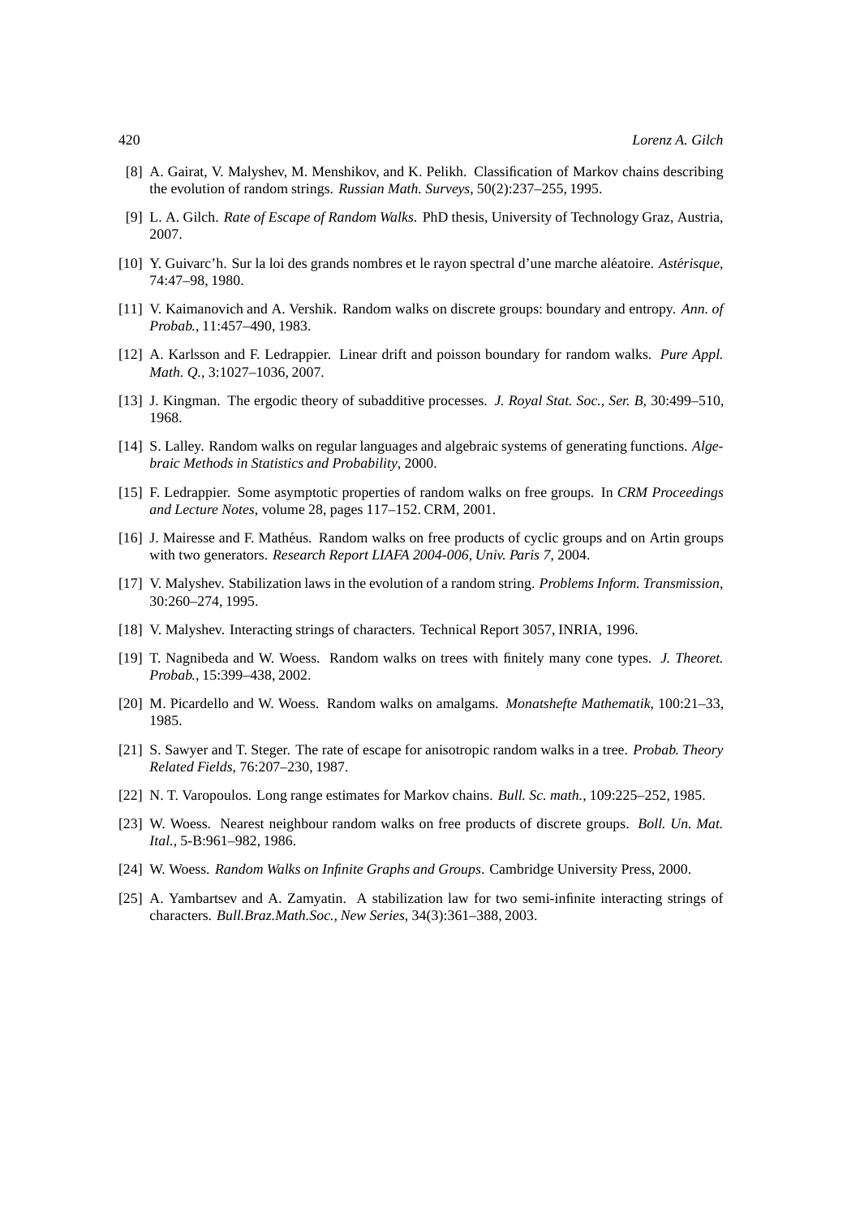[8] A. Gairat, V. Malyshev, M. Menshikov, and K. Pelikh. Classification of Markov chains describing the evolution of random strings. *Russian Math. Surveys*, 50(2):237–255, 1995.

[9] L. A. Gilch. *Rate of Escape of Random Walks*. PhD thesis, University of Technology Graz, Austria, 2007.

[10] Y. Guivarc'h. Sur la loi des grands nombres et le rayon spectral d'une marche aléatoire. *Astérisque*, 74:47–98, 1980.

[11] V. Kaimanovich and A. Vershik. Random walks on discrete groups: boundary and entropy. *Ann. of Probab.*, 11:457–490, 1983.

[12] A. Karlsson and F. Ledrappier. Linear drift and poisson boundary for random walks. *Pure Appl. Math. Q.*, 3:1027–1036, 2007.

[13] J. Kingman. The ergodic theory of subadditive processes. *J. Royal Stat. Soc., Ser. B*, 30:499–510, 1968.

[14] S. Lalley. Random walks on regular languages and algebraic systems of generating functions. *Algebraic Methods in Statistics and Probability*, 2000.

[15] F. Ledrappier. Some asymptotic properties of random walks on free groups. In *CRM Proceedings and Lecture Notes*, volume 28, pages 117–152. CRM, 2001.

[16] J. Mairesse and F. Mathéus. Random walks on free products of cyclic groups and on Artin groups with two generators. *Research Report LIAFA 2004-006, Univ. Paris 7*, 2004.

[17] V. Malyshev. Stabilization laws in the evolution of a random string. *Problems Inform. Transmission*, 30:260–274, 1995.

[18] V. Malyshev. Interacting strings of characters. Technical Report 3057, INRIA, 1996.

[19] T. Nagnibeda and W. Woess. Random walks on trees with finitely many cone types. *J. Theoret. Probab.*, 15:399–438, 2002.

[20] M. Picardello and W. Woess. Random walks on amalgams. *Monatshefte Mathematik*, 100:21–33, 1985.

[21] S. Sawyer and T. Steger. The rate of escape for anisotropic random walks in a tree. *Probab. Theory Related Fields*, 76:207–230, 1987.

[22] N. T. Varopoulos. Long range estimates for Markov chains. *Bull. Sc. math.*, 109:225–252, 1985.

[23] W. Woess. Nearest neighbour random walks on free products of discrete groups. *Boll. Un. Mat. Ital.*, 5-B:961–982, 1986.

[24] W. Woess. *Random Walks on Infinite Graphs and Groups*. Cambridge University Press, 2000.

[25] A. Yambartsev and A. Zamyatin. A stabilization law for two semi-infinite interacting strings of characters. *Bull.Braz.Math.Soc., New Series*, 34(3):361–388, 2003.